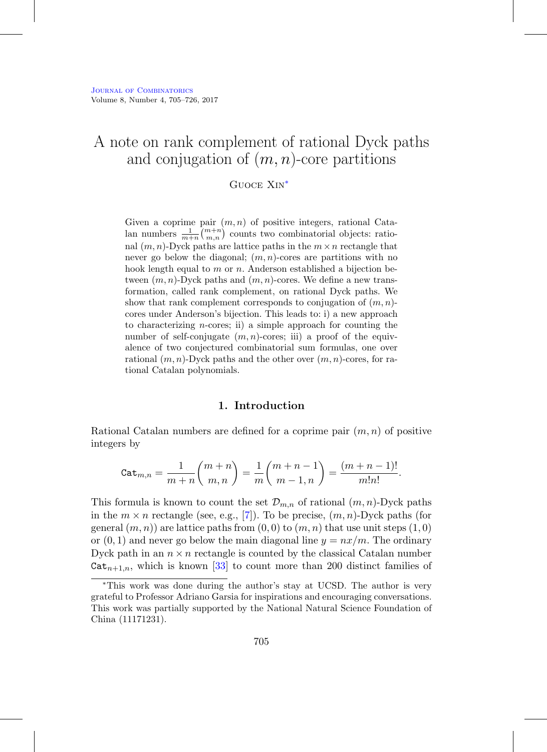# A note on rank complement of rational Dyck paths and conjugation of $(m, n)$-core partitions

Guoce Xin*

Given a coprime pair $(m, n)$ of positive integers, rational Catalan numbers $\frac{1}{m+n}\binom{m+n}{m,n}$ counts two combinatorial objects: rational $(m, n)$-Dyck paths are lattice paths in the $m \times n$ rectangle that never go below the diagonal; $(m, n)$-cores are partitions with no hook length equal to $m$ or $n$. Anderson established a bijection between $(m, n)$-Dyck paths and $(m, n)$-cores. We define a new transformation, called rank complement, on rational Dyck paths. We show that rank complement corresponds to conjugation of $(m, n)$-cores under Anderson's bijection. This leads to: i) a new approach to characterizing $n$-cores; ii) a simple approach for counting the number of self-conjugate $(m, n)$-cores; iii) a proof of the equivalence of two conjectured combinatorial sum formulas, one over rational $(m, n)$-Dyck paths and the other over $(m, n)$-cores, for rational Catalan polynomials.

## 1. Introduction

Rational Catalan numbers are defined for a coprime pair $(m, n)$ of positive integers by

$$\mathtt{Cat}_{m,n} = \frac{1}{m+n}\binom{m+n}{m,n} = \frac{1}{m}\binom{m+n-1}{m-1,n} = \frac{(m+n-1)!}{m!n!}.$$

This formula is known to count the set $\mathcal{D}_{m,n}$ of rational $(m, n)$-Dyck paths in the $m \times n$ rectangle (see, e.g., [7]). To be precise, $(m, n)$-Dyck paths (for general $(m, n)$) are lattice paths from $(0, 0)$ to $(m, n)$ that use unit steps $(1, 0)$ or $(0, 1)$ and never go below the main diagonal line $y = nx/m$. The ordinary Dyck path in an $n \times n$ rectangle is counted by the classical Catalan number $\mathtt{Cat}_{n+1,n}$, which is known [33] to count more than 200 distinct families of

*This work was done during the author's stay at UCSD. The author is very grateful to Professor Adriano Garsia for inspirations and encouraging conversations. This work was partially supported by the National Natural Science Foundation of China (11171231).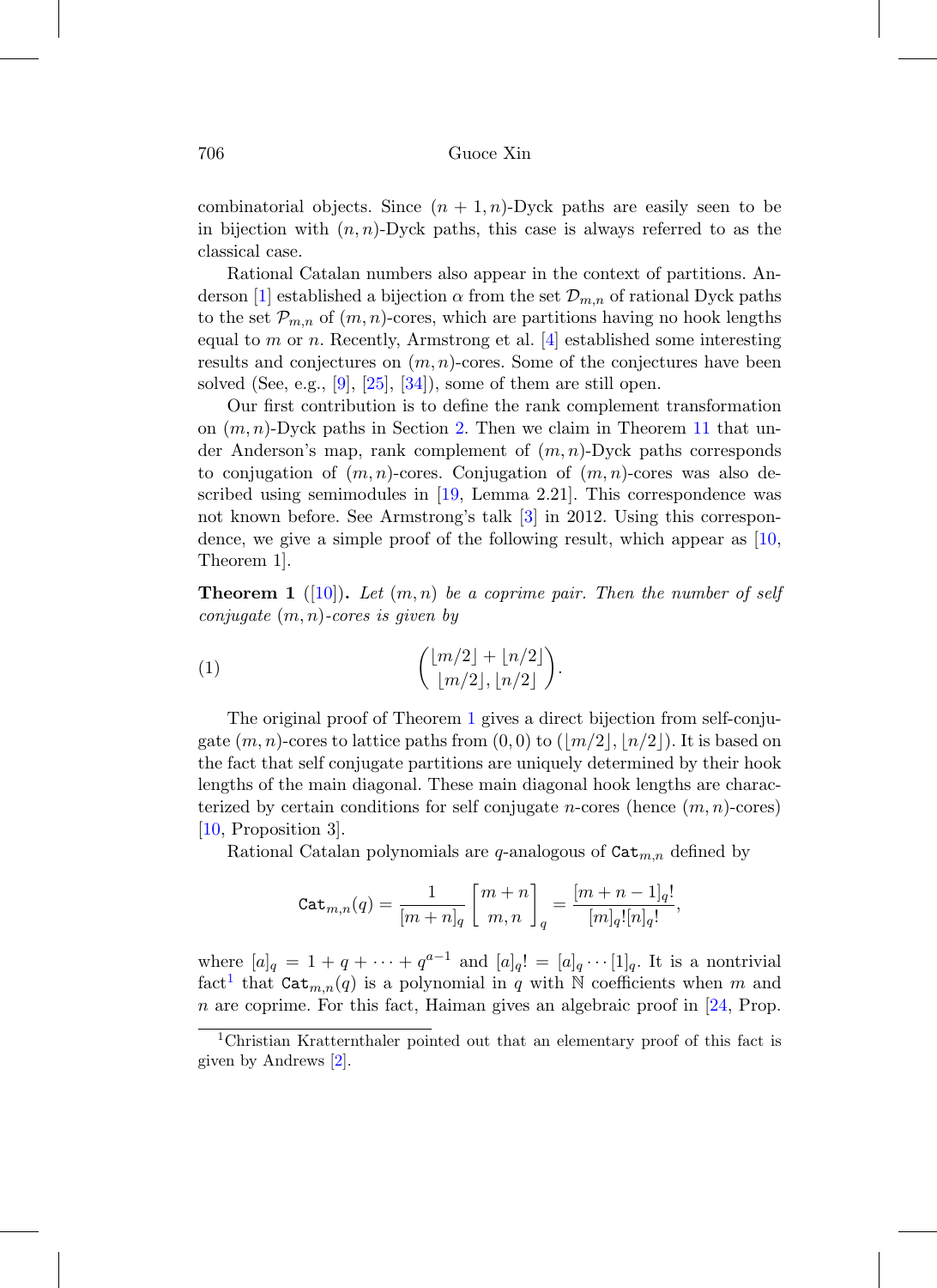combinatorial objects. Since $(n+1,n)$-Dyck paths are easily seen to be in bijection with $(n,n)$-Dyck paths, this case is always referred to as the classical case.

Rational Catalan numbers also appear in the context of partitions. Anderson [1] established a bijection $\alpha$ from the set $\mathcal{D}_{m,n}$ of rational Dyck paths to the set $\mathcal{P}_{m,n}$ of $(m,n)$-cores, which are partitions having no hook lengths equal to $m$ or $n$. Recently, Armstrong et al. [4] established some interesting results and conjectures on $(m,n)$-cores. Some of the conjectures have been solved (See, e.g., [9], [25], [34]), some of them are still open.

Our first contribution is to define the rank complement transformation on $(m,n)$-Dyck paths in Section 2. Then we claim in Theorem 11 that under Anderson's map, rank complement of $(m,n)$-Dyck paths corresponds to conjugation of $(m,n)$-cores. Conjugation of $(m,n)$-cores was also described using semimodules in [19, Lemma 2.21]. This correspondence was not known before. See Armstrong's talk [3] in 2012. Using this correspondence, we give a simple proof of the following result, which appear as [10, Theorem 1].

**Theorem 1** ([10]). *Let $(m,n)$ be a coprime pair. Then the number of self conjugate $(m,n)$-cores is given by*

$$\binom{\lfloor m/2\rfloor + \lfloor n/2\rfloor}{\lfloor m/2\rfloor, \lfloor n/2\rfloor}. \tag{1}$$

The original proof of Theorem 1 gives a direct bijection from self-conjugate $(m,n)$-cores to lattice paths from $(0,0)$ to $(\lfloor m/2\rfloor, \lfloor n/2\rfloor)$. It is based on the fact that self conjugate partitions are uniquely determined by their hook lengths of the main diagonal. These main diagonal hook lengths are characterized by certain conditions for self conjugate $n$-cores (hence $(m,n)$-cores) [10, Proposition 3].

Rational Catalan polynomials are $q$-analogous of $\mathtt{Cat}_{m,n}$ defined by

$$\mathtt{Cat}_{m,n}(q) = \frac{1}{[m+n]_q}\begin{bmatrix} m+n \\ m,n \end{bmatrix}_q = \frac{[m+n-1]_q!}{[m]_q![n]_q!},$$

where $[a]_q = 1+q+\cdots+q^{a-1}$ and $[a]_q! = [a]_q\cdots[1]_q$. It is a nontrivial fact[1] that $\mathtt{Cat}_{m,n}(q)$ is a polynomial in $q$ with $\mathbb{N}$ coefficients when $m$ and $n$ are coprime. For this fact, Haiman gives an algebraic proof in [24, Prop.

[1] Christian Krattenthaler pointed out that an elementary proof of this fact is given by Andrews [2].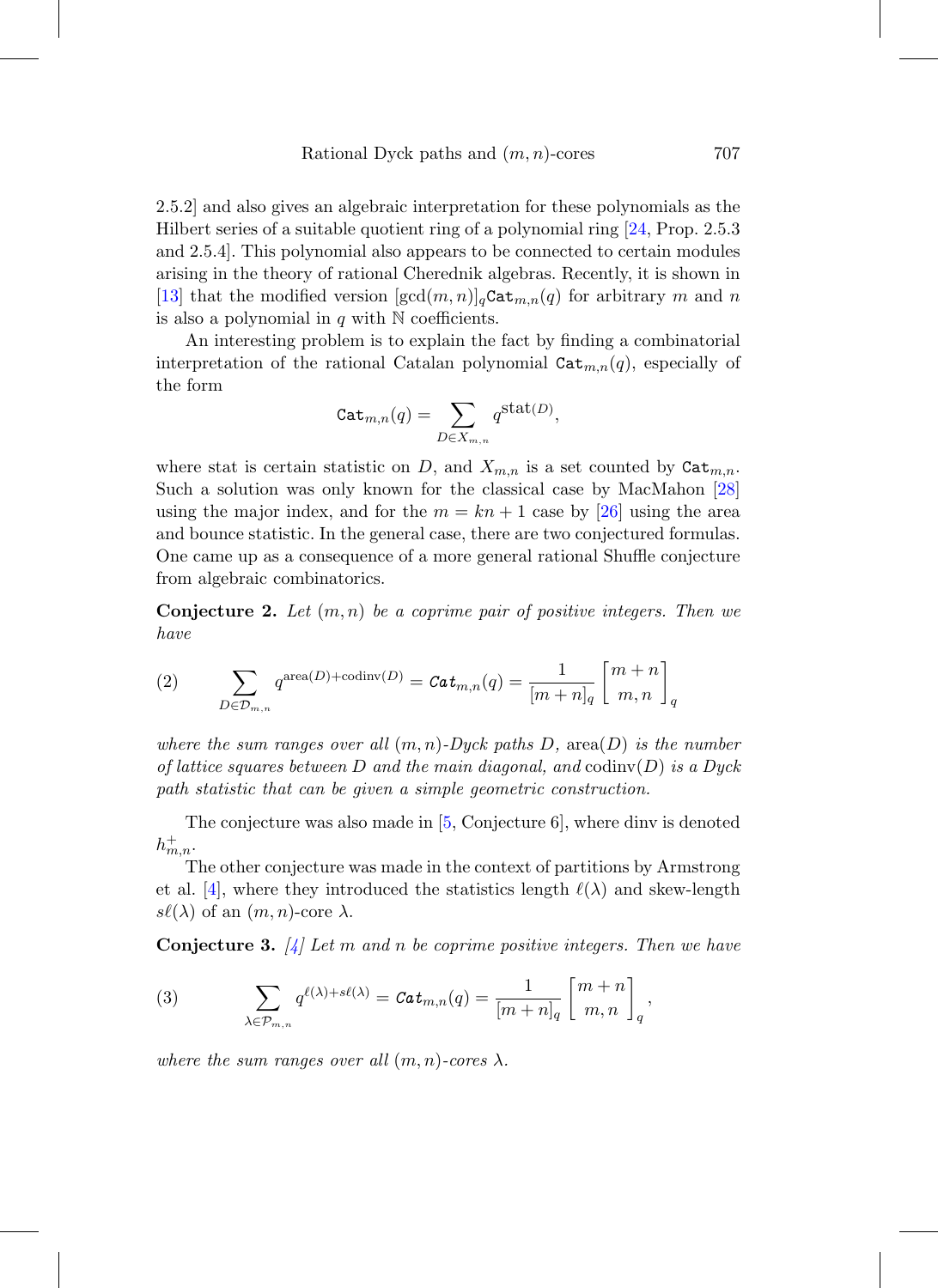2.5.2] and also gives an algebraic interpretation for these polynomials as the Hilbert series of a suitable quotient ring of a polynomial ring [24, Prop. 2.5.3 and 2.5.4]. This polynomial also appears to be connected to certain modules arising in the theory of rational Cherednik algebras. Recently, it is shown in [13] that the modified version $[\gcd(m,n)]_q \mathtt{Cat}_{m,n}(q)$ for arbitrary $m$ and $n$ is also a polynomial in $q$ with $\mathbb{N}$ coefficients.

An interesting problem is to explain the fact by finding a combinatorial interpretation of the rational Catalan polynomial $\mathtt{Cat}_{m,n}(q)$, especially of the form

$$\mathtt{Cat}_{m,n}(q) = \sum_{D \in X_{m,n}} q^{\mathrm{stat}(D)},$$

where stat is certain statistic on $D$, and $X_{m,n}$ is a set counted by $\mathtt{Cat}_{m,n}$. Such a solution was only known for the classical case by MacMahon [28] using the major index, and for the $m = kn+1$ case by [26] using the area and bounce statistic. In the general case, there are two conjectured formulas. One came up as a consequence of a more general rational Shuffle conjecture from algebraic combinatorics.

**Conjecture 2.** *Let $(m,n)$ be a coprime pair of positive integers. Then we have*

$$\sum_{D \in \mathcal{D}_{m,n}} q^{\mathrm{area}(D)+\mathrm{codinv}(D)} = \mathtt{Cat}_{m,n}(q) = \frac{1}{[m+n]_q} \begin{bmatrix} m+n \\ m,n \end{bmatrix}_q \tag{2}$$

*where the sum ranges over all $(m,n)$-Dyck paths $D$, $\mathrm{area}(D)$ is the number of lattice squares between $D$ and the main diagonal, and $\mathrm{codinv}(D)$ is a Dyck path statistic that can be given a simple geometric construction.*

The conjecture was also made in [5, Conjecture 6], where dinv is denoted $h^+_{m,n}$.

The other conjecture was made in the context of partitions by Armstrong et al. [4], where they introduced the statistics length $\ell(\lambda)$ and skew-length $s\ell(\lambda)$ of an $(m,n)$-core $\lambda$.

**Conjecture 3.** *[4] Let $m$ and $n$ be coprime positive integers. Then we have*

$$\sum_{\lambda \in \mathcal{P}_{m,n}} q^{\ell(\lambda)+s\ell(\lambda)} = \mathtt{Cat}_{m,n}(q) = \frac{1}{[m+n]_q} \begin{bmatrix} m+n \\ m,n \end{bmatrix}_q, \tag{3}$$

*where the sum ranges over all $(m,n)$-cores $\lambda$.*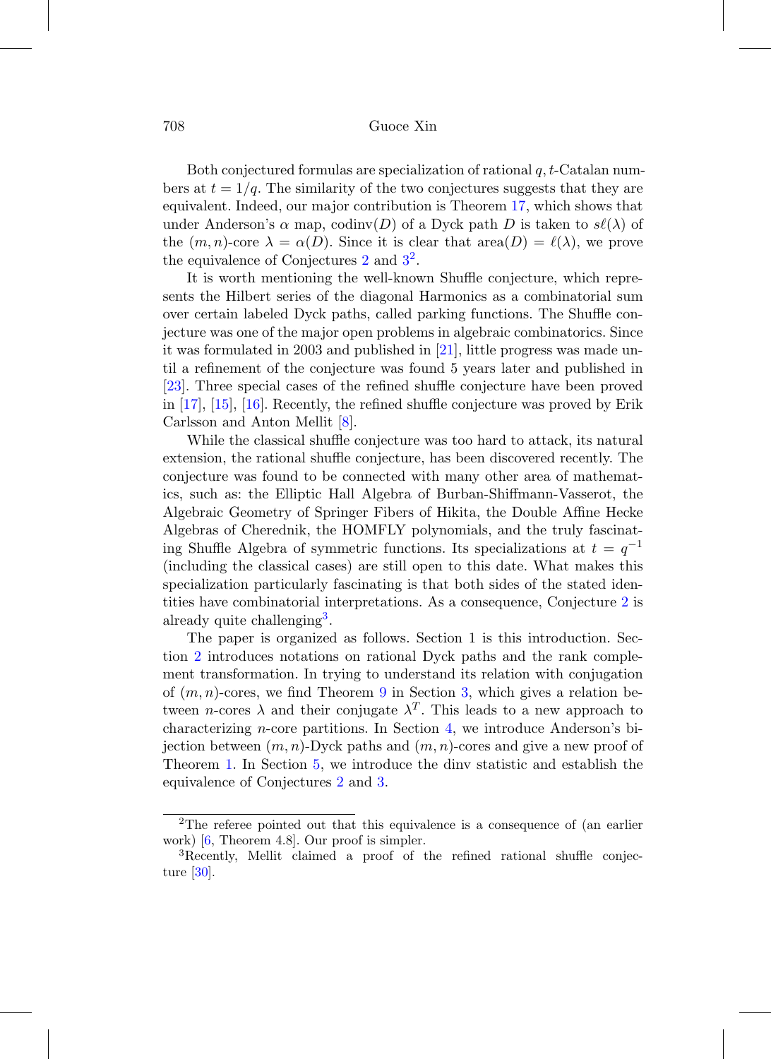Both conjectured formulas are specialization of rational $q,t$-Catalan numbers at $t = 1/q$. The similarity of the two conjectures suggests that they are equivalent. Indeed, our major contribution is Theorem 17, which shows that under Anderson's $\alpha$ map, codinv($D$) of a Dyck path $D$ is taken to $s\ell(\lambda)$ of the $(m,n)$-core $\lambda = \alpha(D)$. Since it is clear that area($D$) = $\ell(\lambda)$, we prove the equivalence of Conjectures 2 and 3[2].

It is worth mentioning the well-known Shuffle conjecture, which represents the Hilbert series of the diagonal Harmonics as a combinatorial sum over certain labeled Dyck paths, called parking functions. The Shuffle conjecture was one of the major open problems in algebraic combinatorics. Since it was formulated in 2003 and published in [21], little progress was made until a refinement of the conjecture was found 5 years later and published in [23]. Three special cases of the refined shuffle conjecture have been proved in [17], [15], [16]. Recently, the refined shuffle conjecture was proved by Erik Carlsson and Anton Mellit [8].

While the classical shuffle conjecture was too hard to attack, its natural extension, the rational shuffle conjecture, has been discovered recently. The conjecture was found to be connected with many other area of mathematics, such as: the Elliptic Hall Algebra of Burban-Shiffmann-Vasserot, the Algebraic Geometry of Springer Fibers of Hikita, the Double Affine Hecke Algebras of Cherednik, the HOMFLY polynomials, and the truly fascinating Shuffle Algebra of symmetric functions. Its specializations at $t = q^{-1}$ (including the classical cases) are still open to this date. What makes this specialization particularly fascinating is that both sides of the stated identities have combinatorial interpretations. As a consequence, Conjecture 2 is already quite challenging[3].

The paper is organized as follows. Section 1 is this introduction. Section 2 introduces notations on rational Dyck paths and the rank complement transformation. In trying to understand its relation with conjugation of $(m,n)$-cores, we find Theorem 9 in Section 3, which gives a relation between $n$-cores $\lambda$ and their conjugate $\lambda^T$. This leads to a new approach to characterizing $n$-core partitions. In Section 4, we introduce Anderson's bijection between $(m,n)$-Dyck paths and $(m,n)$-cores and give a new proof of Theorem 1. In Section 5, we introduce the dinv statistic and establish the equivalence of Conjectures 2 and 3.

---

[2] The referee pointed out that this equivalence is a consequence of (an earlier work) [6, Theorem 4.8]. Our proof is simpler.

[3] Recently, Mellit claimed a proof of the refined rational shuffle conjecture [30].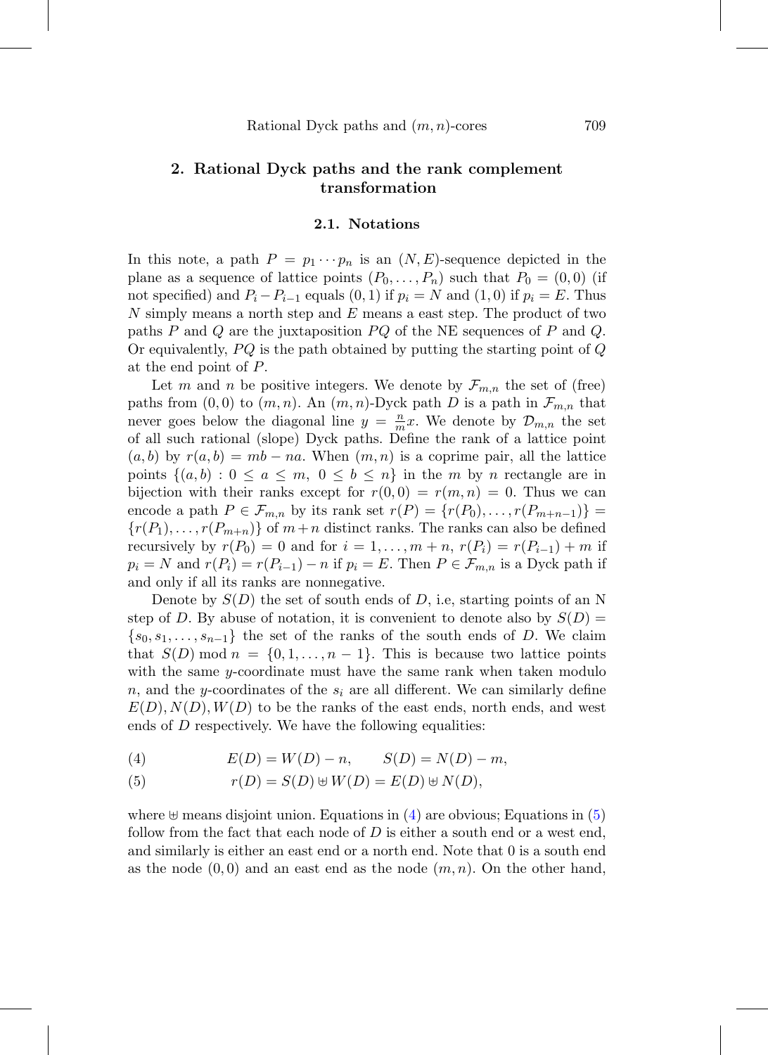## 2. Rational Dyck paths and the rank complement transformation

### 2.1. Notations

In this note, a path $P = p_1 \cdots p_n$ is an $(N, E)$-sequence depicted in the plane as a sequence of lattice points $(P_0, \ldots, P_n)$ such that $P_0 = (0,0)$ (if not specified) and $P_i - P_{i-1}$ equals $(0,1)$ if $p_i = N$ and $(1,0)$ if $p_i = E$. Thus $N$ simply means a north step and $E$ means a east step. The product of two paths $P$ and $Q$ are the juxtaposition $PQ$ of the NE sequences of $P$ and $Q$. Or equivalently, $PQ$ is the path obtained by putting the starting point of $Q$ at the end point of $P$.

Let $m$ and $n$ be positive integers. We denote by $\mathcal{F}_{m,n}$ the set of (free) paths from $(0,0)$ to $(m,n)$. An $(m,n)$-Dyck path $D$ is a path in $\mathcal{F}_{m,n}$ that never goes below the diagonal line $y = \frac{n}{m}x$. We denote by $\mathcal{D}_{m,n}$ the set of all such rational (slope) Dyck paths. Define the rank of a lattice point $(a,b)$ by $r(a,b) = mb - na$. When $(m,n)$ is a coprime pair, all the lattice points $\{(a,b) : 0 \le a \le m,\ 0 \le b \le n\}$ in the $m$ by $n$ rectangle are in bijection with their ranks except for $r(0,0) = r(m,n) = 0$. Thus we can encode a path $P \in \mathcal{F}_{m,n}$ by its rank set $r(P) = \{r(P_0), \ldots, r(P_{m+n-1})\} = \{r(P_1), \ldots, r(P_{m+n})\}$ of $m+n$ distinct ranks. The ranks can also be defined recursively by $r(P_0) = 0$ and for $i = 1, \ldots, m+n$, $r(P_i) = r(P_{i-1}) + m$ if $p_i = N$ and $r(P_i) = r(P_{i-1}) - n$ if $p_i = E$. Then $P \in \mathcal{F}_{m,n}$ is a Dyck path if and only if all its ranks are nonnegative.

Denote by $S(D)$ the set of south ends of $D$, i.e, starting points of an N step of $D$. By abuse of notation, it is convenient to denote also by $S(D) = \{s_0, s_1, \ldots, s_{n-1}\}$ the set of the ranks of the south ends of $D$. We claim that $S(D) \bmod n = \{0, 1, \ldots, n-1\}$. This is because two lattice points with the same $y$-coordinate must have the same rank when taken modulo $n$, and the $y$-coordinates of the $s_i$ are all different. We can similarly define $E(D), N(D), W(D)$ to be the ranks of the east ends, north ends, and west ends of $D$ respectively. We have the following equalities:

$$E(D) = W(D) - n, \qquad S(D) = N(D) - m, \tag{4}$$

$$r(D) = S(D) \uplus W(D) = E(D) \uplus N(D), \tag{5}$$

where $\uplus$ means disjoint union. Equations in (4) are obvious; Equations in (5) follow from the fact that each node of $D$ is either a south end or a west end, and similarly is either an east end or a north end. Note that 0 is a south end as the node $(0,0)$ and an east end as the node $(m,n)$. On the other hand,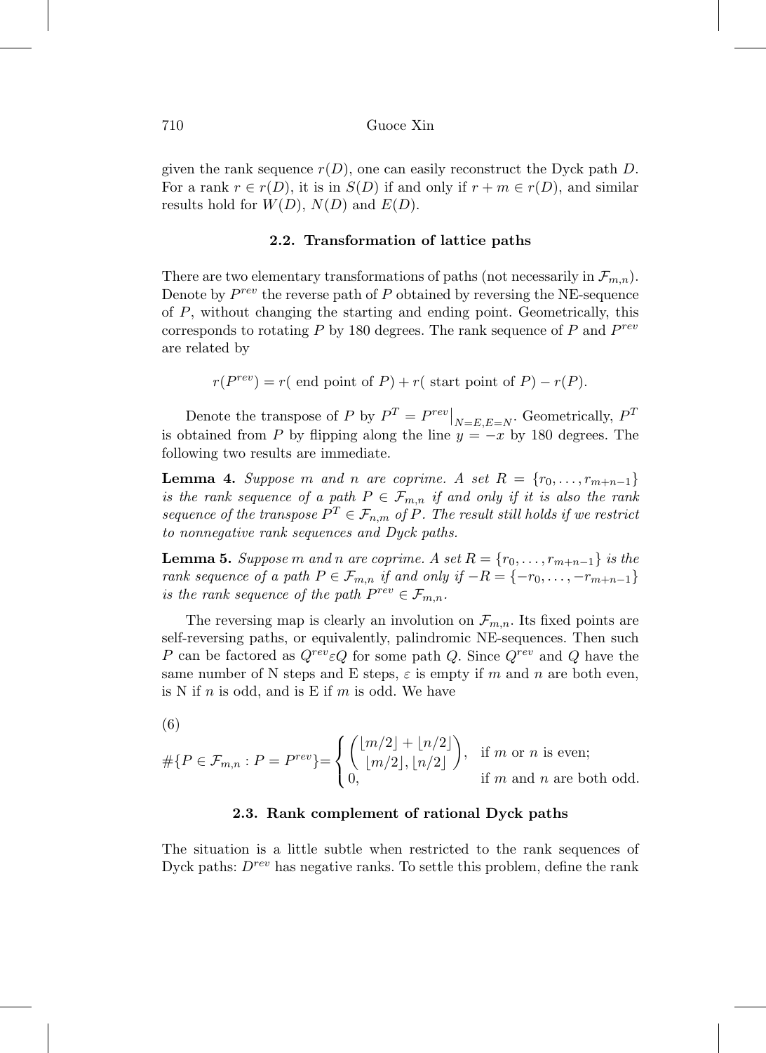given the rank sequence $r(D)$, one can easily reconstruct the Dyck path $D$. For a rank $r \in r(D)$, it is in $S(D)$ if and only if $r + m \in r(D)$, and similar results hold for $W(D)$, $N(D)$ and $E(D)$.

### 2.2. Transformation of lattice paths

There are two elementary transformations of paths (not necessarily in $\mathcal{F}_{m,n}$). Denote by $P^{rev}$ the reverse path of $P$ obtained by reversing the NE-sequence of $P$, without changing the starting and ending point. Geometrically, this corresponds to rotating $P$ by 180 degrees. The rank sequence of $P$ and $P^{rev}$ are related by

$$r(P^{rev}) = r(\text{ end point of } P) + r(\text{ start point of } P) - r(P).$$

Denote the transpose of $P$ by $P^T = P^{rev}\big|_{N=E, E=N}$. Geometrically, $P^T$ is obtained from $P$ by flipping along the line $y = -x$ by 180 degrees. The following two results are immediate.

**Lemma 4.** *Suppose $m$ and $n$ are coprime. A set $R = \{r_0, \ldots, r_{m+n-1}\}$ is the rank sequence of a path $P \in \mathcal{F}_{m,n}$ if and only if it is also the rank sequence of the transpose $P^T \in \mathcal{F}_{n,m}$ of $P$. The result still holds if we restrict to nonnegative rank sequences and Dyck paths.*

**Lemma 5.** *Suppose $m$ and $n$ are coprime. A set $R = \{r_0, \ldots, r_{m+n-1}\}$ is the rank sequence of a path $P \in \mathcal{F}_{m,n}$ if and only if $-R = \{-r_0, \ldots, -r_{m+n-1}\}$ is the rank sequence of the path $P^{rev} \in \mathcal{F}_{m,n}$.*

The reversing map is clearly an involution on $\mathcal{F}_{m,n}$. Its fixed points are self-reversing paths, or equivalently, palindromic NE-sequences. Then such $P$ can be factored as $Q^{rev}\varepsilon Q$ for some path $Q$. Since $Q^{rev}$ and $Q$ have the same number of N steps and E steps, $\varepsilon$ is empty if $m$ and $n$ are both even, is N if $n$ is odd, and is E if $m$ is odd. We have

(6)
$$\#\{P \in \mathcal{F}_{m,n} : P = P^{rev}\} = \begin{cases} \dbinom{\lfloor m/2 \rfloor + \lfloor n/2 \rfloor}{\lfloor m/2 \rfloor, \lfloor n/2 \rfloor}, & \text{if } m \text{ or } n \text{ is even;} \\ 0, & \text{if } m \text{ and } n \text{ are both odd.} \end{cases}$$

### 2.3. Rank complement of rational Dyck paths

The situation is a little subtle when restricted to the rank sequences of Dyck paths: $D^{rev}$ has negative ranks. To settle this problem, define the rank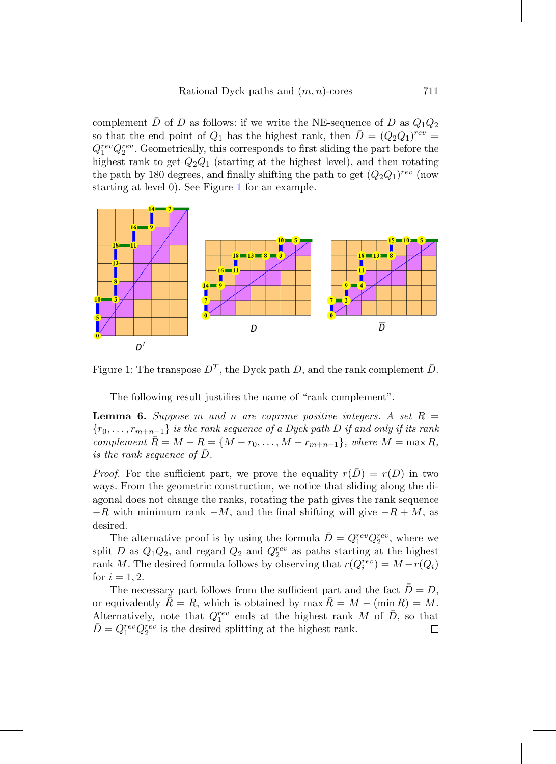complement $\bar{D}$ of $D$ as follows: if we write the NE-sequence of $D$ as $Q_1Q_2$ so that the end point of $Q_1$ has the highest rank, then $\bar{D} = (Q_2Q_1)^{rev} = Q_1^{rev}Q_2^{rev}$. Geometrically, this corresponds to first sliding the part before the highest rank to get $Q_2Q_1$ (starting at the highest level), and then rotating the path by 180 degrees, and finally shifting the path to get $(Q_2Q_1)^{rev}$ (now starting at level 0). See Figure 1 for an example.

Figure 1: The transpose $D^T$, the Dyck path $D$, and the rank complement $\bar{D}$.

The following result justifies the name of "rank complement".

**Lemma 6.** *Suppose $m$ and $n$ are coprime positive integers. A set $R = \{r_0, \ldots, r_{m+n-1}\}$ is the rank sequence of a Dyck path $D$ if and only if its rank complement $\bar{R} = M - R = \{M - r_0, \ldots, M - r_{m+n-1}\}$, where $M = \max R$, is the rank sequence of $\bar{D}$.*

*Proof.* For the sufficient part, we prove the equality $r(\bar{D}) = \overline{r(D)}$ in two ways. From the geometric construction, we notice that sliding along the diagonal does not change the ranks, rotating the path gives the rank sequence $-R$ with minimum rank $-M$, and the final shifting will give $-R + M$, as desired.

The alternative proof is by using the formula $\bar{D} = Q_1^{rev}Q_2^{rev}$, where we split $D$ as $Q_1Q_2$, and regard $Q_2$ and $Q_2^{rev}$ as paths starting at the highest rank $M$. The desired formula follows by observing that $r(Q_i^{rev}) = M - r(Q_i)$ for $i = 1, 2$.

The necessary part follows from the sufficient part and the fact $\bar{\bar{D}} = D$, or equivalently $\bar{\bar{R}} = R$, which is obtained by $\max \bar{R} = M - (\min R) = M$. Alternatively, note that $Q_1^{rev}$ ends at the highest rank $M$ of $\bar{D}$, so that $\bar{D} = Q_1^{rev}Q_2^{rev}$ is the desired splitting at the highest rank. □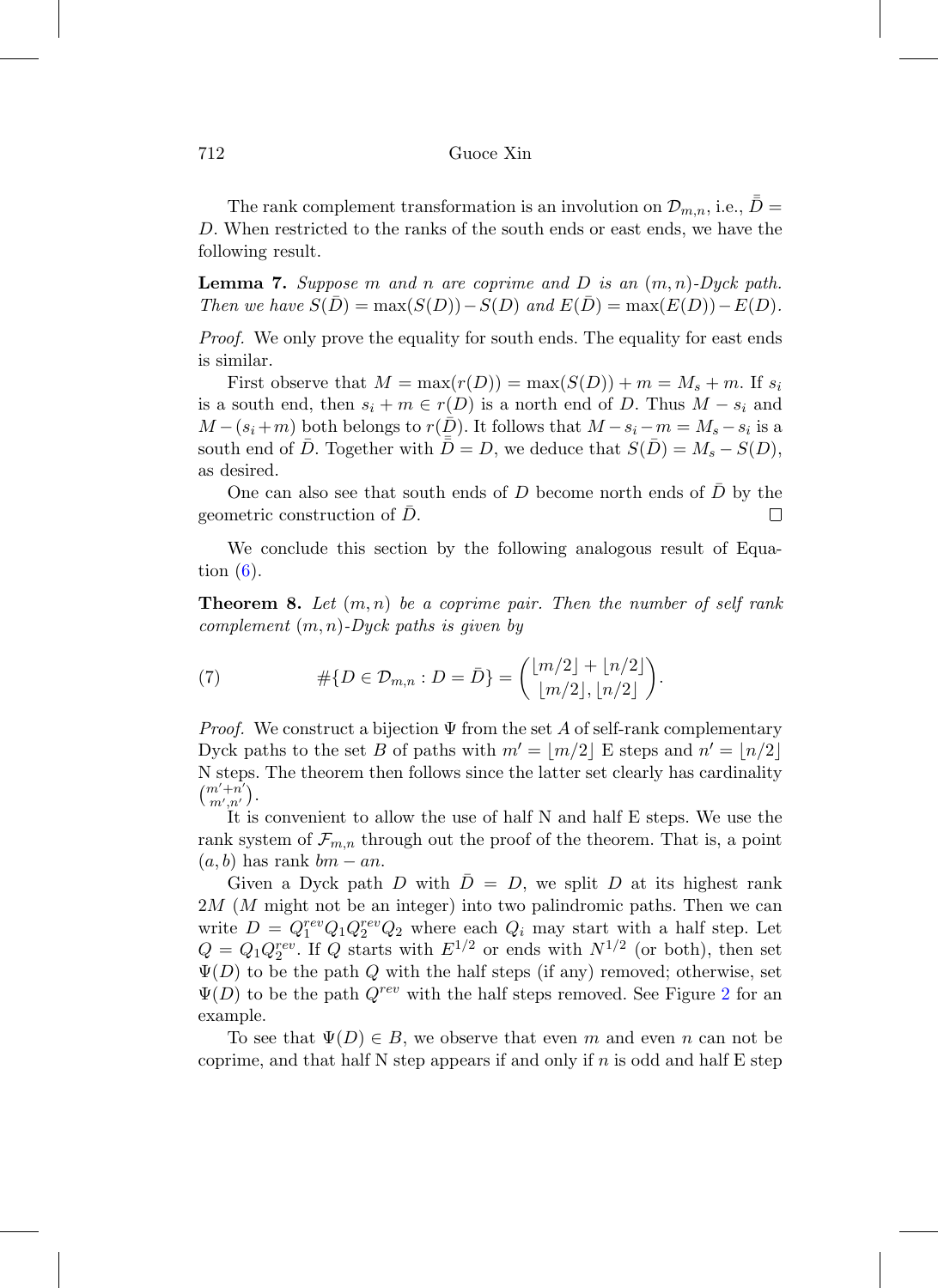The rank complement transformation is an involution on $\mathcal{D}_{m,n}$, i.e., $\bar{\bar{D}} = D$. When restricted to the ranks of the south ends or east ends, we have the following result.

**Lemma 7.** *Suppose $m$ and $n$ are coprime and $D$ is an $(m,n)$-Dyck path. Then we have $S(\bar{D}) = \max(S(D)) - S(D)$ and $E(\bar{D}) = \max(E(D)) - E(D)$.*

*Proof.* We only prove the equality for south ends. The equality for east ends is similar.

First observe that $M = \max(r(D)) = \max(S(D)) + m = M_s + m$. If $s_i$ is a south end, then $s_i + m \in r(D)$ is a north end of $D$. Thus $M - s_i$ and $M - (s_i + m)$ both belongs to $r(\bar{D})$. It follows that $M - s_i - m = M_s - s_i$ is a south end of $\bar{D}$. Together with $\bar{\bar{D}} = D$, we deduce that $S(\bar{D}) = M_s - S(D)$, as desired.

One can also see that south ends of $D$ become north ends of $\bar{D}$ by the geometric construction of $\bar{D}$. $\square$

We conclude this section by the following analogous result of Equation (6).

**Theorem 8.** *Let $(m,n)$ be a coprime pair. Then the number of self rank complement $(m,n)$-Dyck paths is given by*

$$\#\{D \in \mathcal{D}_{m,n} : D = \bar{D}\} = \binom{\lfloor m/2 \rfloor + \lfloor n/2 \rfloor}{\lfloor m/2 \rfloor, \lfloor n/2 \rfloor}. \tag{7}$$

*Proof.* We construct a bijection $\Psi$ from the set $A$ of self-rank complementary Dyck paths to the set $B$ of paths with $m' = \lfloor m/2 \rfloor$ E steps and $n' = \lfloor n/2 \rfloor$ N steps. The theorem then follows since the latter set clearly has cardinality $\binom{m'+n'}{m',n'}$.

It is convenient to allow the use of half N and half E steps. We use the rank system of $\mathcal{F}_{m,n}$ through out the proof of the theorem. That is, a point $(a,b)$ has rank $bm - an$.

Given a Dyck path $D$ with $\bar{D} = D$, we split $D$ at its highest rank $2M$ ($M$ might not be an integer) into two palindromic paths. Then we can write $D = Q_1^{rev} Q_1 Q_2^{rev} Q_2$ where each $Q_i$ may start with a half step. Let $Q = Q_1 Q_2^{rev}$. If $Q$ starts with $E^{1/2}$ or ends with $N^{1/2}$ (or both), then set $\Psi(D)$ to be the path $Q$ with the half steps (if any) removed; otherwise, set $\Psi(D)$ to be the path $Q^{rev}$ with the half steps removed. See Figure 2 for an example.

To see that $\Psi(D) \in B$, we observe that even $m$ and even $n$ can not be coprime, and that half N step appears if and only if $n$ is odd and half E step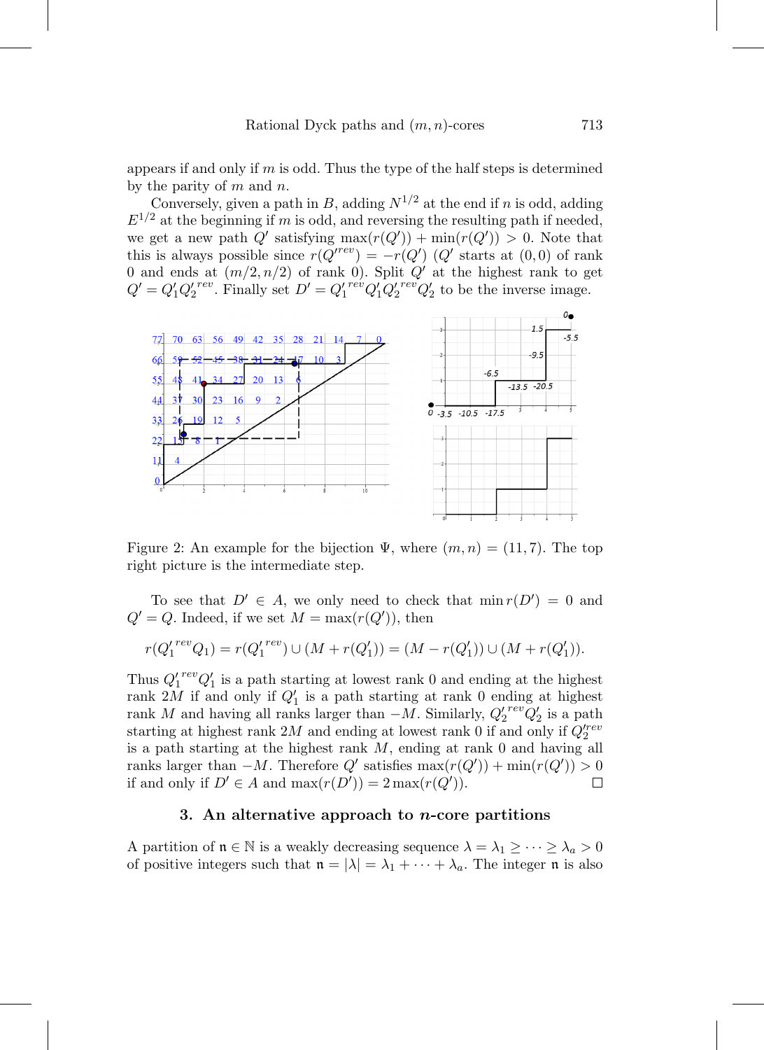appears if and only if $m$ is odd. Thus the type of the half steps is determined by the parity of $m$ and $n$.

Conversely, given a path in $B$, adding $N^{1/2}$ at the end if $n$ is odd, adding $E^{1/2}$ at the beginning if $m$ is odd, and reversing the resulting path if needed, we get a new path $Q'$ satisfying $\max(r(Q')) + \min(r(Q')) > 0$. Note that this is always possible since $r(Q'^{rev}) = -r(Q')$ ($Q'$ starts at $(0,0)$ of rank $0$ and ends at $(m/2, n/2)$ of rank 0). Split $Q'$ at the highest rank to get $Q' = Q'_1 Q'^{rev}_2$. Finally set $D' = Q'^{rev}_1 Q'_1 Q'^{rev}_2 Q'_2$ to be the inverse image.

Figure 2: An example for the bijection $\Psi$, where $(m,n) = (11,7)$. The top right picture is the intermediate step.

To see that $D' \in A$, we only need to check that $\min r(D') = 0$ and $Q' = Q$. Indeed, if we set $M = \max(r(Q'))$, then

$$r(Q'^{rev}_1 Q_1) = r(Q'^{rev}_1) \cup (M + r(Q'_1)) = (M - r(Q'_1)) \cup (M + r(Q'_1)).$$

Thus $Q'^{rev}_1 Q'_1$ is a path starting at lowest rank 0 and ending at the highest rank $2M$ if and only if $Q'_1$ is a path starting at rank 0 ending at highest rank $M$ and having all ranks larger than $-M$. Similarly, $Q'^{rev}_2 Q'_2$ is a path starting at highest rank $2M$ and ending at lowest rank 0 if and only if $Q'^{rev}_2$ is a path starting at the highest rank $M$, ending at rank 0 and having all ranks larger than $-M$. Therefore $Q'$ satisfies $\max(r(Q')) + \min(r(Q')) > 0$ if and only if $D' \in A$ and $\max(r(D')) = 2\max(r(Q'))$. $\square$

## 3. An alternative approach to $n$-core partitions

A partition of $\mathfrak{n} \in \mathbb{N}$ is a weakly decreasing sequence $\lambda = \lambda_1 \geq \cdots \geq \lambda_a > 0$ of positive integers such that $\mathfrak{n} = |\lambda| = \lambda_1 + \cdots + \lambda_a$. The integer $\mathfrak{n}$ is also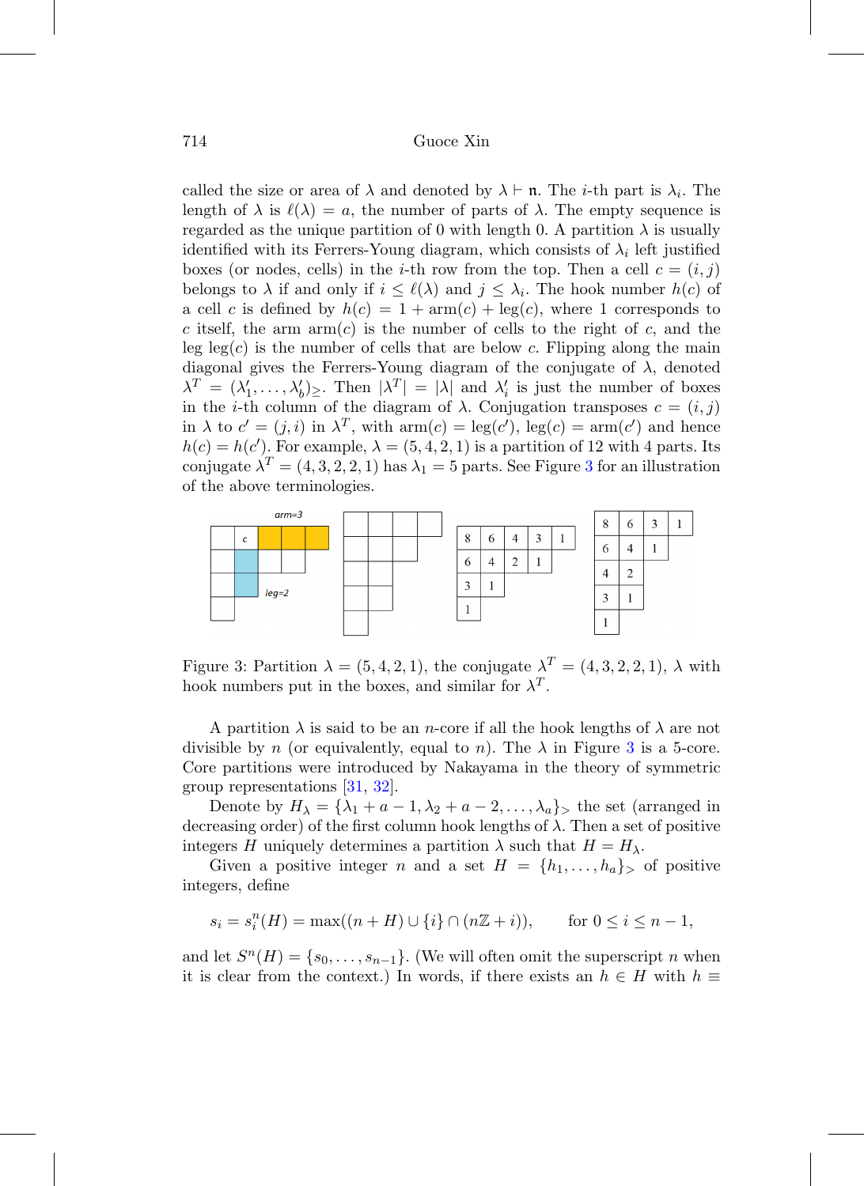called the size or area of $\lambda$ and denoted by $\lambda \vdash \mathfrak{n}$. The $i$-th part is $\lambda_i$. The length of $\lambda$ is $\ell(\lambda) = a$, the number of parts of $\lambda$. The empty sequence is regarded as the unique partition of 0 with length 0. A partition $\lambda$ is usually identified with its Ferrers-Young diagram, which consists of $\lambda_i$ left justified boxes (or nodes, cells) in the $i$-th row from the top. Then a cell $c = (i, j)$ belongs to $\lambda$ if and only if $i \leq \ell(\lambda)$ and $j \leq \lambda_i$. The hook number $h(c)$ of a cell $c$ is defined by $h(c) = 1 + \text{arm}(c) + \text{leg}(c)$, where 1 corresponds to $c$ itself, the arm $\text{arm}(c)$ is the number of cells to the right of $c$, and the leg $\text{leg}(c)$ is the number of cells that are below $c$. Flipping along the main diagonal gives the Ferrers-Young diagram of the conjugate of $\lambda$, denoted $\lambda^T = (\lambda'_1, \ldots, \lambda'_b)_{\geq}$. Then $|\lambda^T| = |\lambda|$ and $\lambda'_i$ is just the number of boxes in the $i$-th column of the diagram of $\lambda$. Conjugation transposes $c = (i, j)$ in $\lambda$ to $c' = (j, i)$ in $\lambda^T$, with $\text{arm}(c) = \text{leg}(c')$, $\text{leg}(c) = \text{arm}(c')$ and hence $h(c) = h(c')$. For example, $\lambda = (5, 4, 2, 1)$ is a partition of 12 with 4 parts. Its conjugate $\lambda^T = (4, 3, 2, 2, 1)$ has $\lambda_1 = 5$ parts. See Figure 3 for an illustration of the above terminologies.

Figure 3: Partition $\lambda = (5, 4, 2, 1)$, the conjugate $\lambda^T = (4, 3, 2, 2, 1)$, $\lambda$ with hook numbers put in the boxes, and similar for $\lambda^T$.

A partition $\lambda$ is said to be an $n$-core if all the hook lengths of $\lambda$ are not divisible by $n$ (or equivalently, equal to $n$). The $\lambda$ in Figure 3 is a 5-core. Core partitions were introduced by Nakayama in the theory of symmetric group representations [31, 32].

Denote by $H_\lambda = \{\lambda_1 + a - 1, \lambda_2 + a - 2, \ldots, \lambda_a\}_>$ the set (arranged in decreasing order) of the first column hook lengths of $\lambda$. Then a set of positive integers $H$ uniquely determines a partition $\lambda$ such that $H = H_\lambda$.

Given a positive integer $n$ and a set $H = \{h_1, \ldots, h_a\}_>$ of positive integers, define

$$s_i = s_i^n(H) = \max((n + H) \cup \{i\} \cap (n\mathbb{Z} + i)), \qquad \text{for } 0 \leq i \leq n - 1,$$

and let $S^n(H) = \{s_0, \ldots, s_{n-1}\}$. (We will often omit the superscript $n$ when it is clear from the context.) In words, if there exists an $h \in H$ with $h \equiv$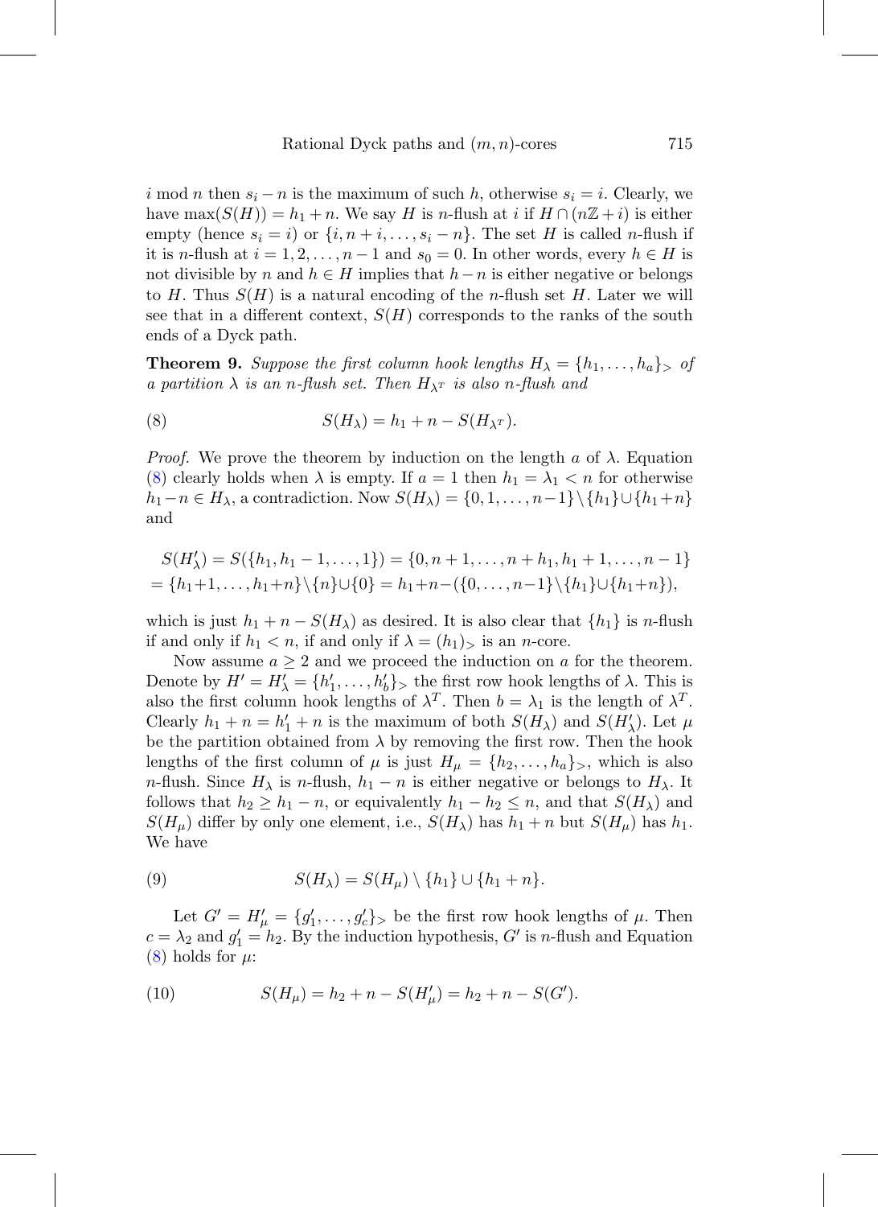$i \bmod n$ then $s_i - n$ is the maximum of such $h$, otherwise $s_i = i$. Clearly, we have $\max(S(H)) = h_1 + n$. We say $H$ is $n$-flush at $i$ if $H \cap (n\mathbb{Z} + i)$ is either empty (hence $s_i = i$) or $\{i, n+i, \ldots, s_i - n\}$. The set $H$ is called $n$-flush if it is $n$-flush at $i = 1, 2, \ldots, n-1$ and $s_0 = 0$. In other words, every $h \in H$ is not divisible by $n$ and $h \in H$ implies that $h - n$ is either negative or belongs to $H$. Thus $S(H)$ is a natural encoding of the $n$-flush set $H$. Later we will see that in a different context, $S(H)$ corresponds to the ranks of the south ends of a Dyck path.

**Theorem 9.** *Suppose the first column hook lengths $H_\lambda = \{h_1, \ldots, h_a\}_>$ of a partition $\lambda$ is an $n$-flush set. Then $H_{\lambda^T}$ is also $n$-flush and*

$$S(H_\lambda) = h_1 + n - S(H_{\lambda^T}). \tag{8}$$

*Proof.* We prove the theorem by induction on the length $a$ of $\lambda$. Equation (8) clearly holds when $\lambda$ is empty. If $a = 1$ then $h_1 = \lambda_1 < n$ for otherwise $h_1 - n \in H_\lambda$, a contradiction. Now $S(H_\lambda) = \{0, 1, \ldots, n-1\} \setminus \{h_1\} \cup \{h_1 + n\}$ and

$$\begin{aligned} S(H'_\lambda) &= S(\{h_1, h_1 - 1, \ldots, 1\}) = \{0, n+1, \ldots, n+h_1, h_1+1, \ldots, n-1\} \\ &= \{h_1+1, \ldots, h_1+n\} \setminus \{n\} \cup \{0\} = h_1 + n - (\{0, \ldots, n-1\} \setminus \{h_1\} \cup \{h_1+n\}), \end{aligned}$$

which is just $h_1 + n - S(H_\lambda)$ as desired. It is also clear that $\{h_1\}$ is $n$-flush if and only if $h_1 < n$, if and only if $\lambda = (h_1)_>$ is an $n$-core.

Now assume $a \geq 2$ and we proceed the induction on $a$ for the theorem. Denote by $H' = H'_\lambda = \{h'_1, \ldots, h'_b\}_>$ the first row hook lengths of $\lambda$. This is also the first column hook lengths of $\lambda^T$. Then $b = \lambda_1$ is the length of $\lambda^T$. Clearly $h_1 + n = h'_1 + n$ is the maximum of both $S(H_\lambda)$ and $S(H'_\lambda)$. Let $\mu$ be the partition obtained from $\lambda$ by removing the first row. Then the hook lengths of the first column of $\mu$ is just $H_\mu = \{h_2, \ldots, h_a\}_>$, which is also $n$-flush. Since $H_\lambda$ is $n$-flush, $h_1 - n$ is either negative or belongs to $H_\lambda$. It follows that $h_2 \geq h_1 - n$, or equivalently $h_1 - h_2 \leq n$, and that $S(H_\lambda)$ and $S(H_\mu)$ differ by only one element, i.e., $S(H_\lambda)$ has $h_1 + n$ but $S(H_\mu)$ has $h_1$. We have

$$S(H_\lambda) = S(H_\mu) \setminus \{h_1\} \cup \{h_1 + n\}. \tag{9}$$

Let $G' = H'_\mu = \{g'_1, \ldots, g'_c\}_>$ be the first row hook lengths of $\mu$. Then $c = \lambda_2$ and $g'_1 = h_2$. By the induction hypothesis, $G'$ is $n$-flush and Equation (8) holds for $\mu$:

$$S(H_\mu) = h_2 + n - S(H'_\mu) = h_2 + n - S(G'). \tag{10}$$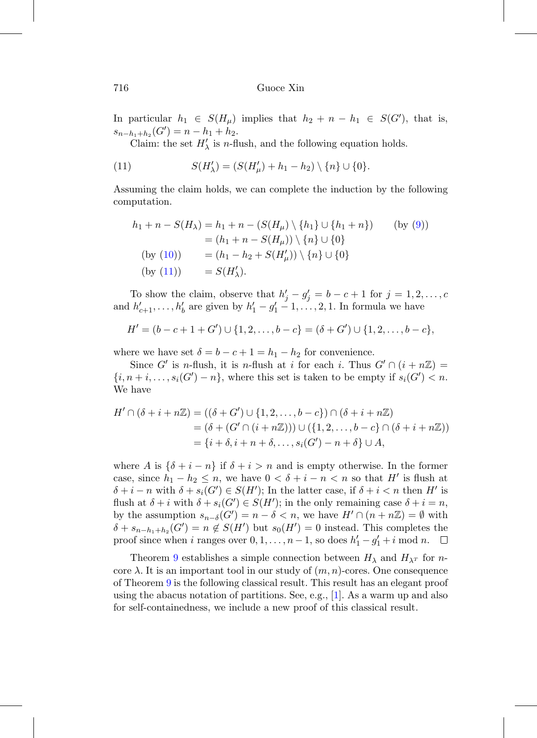In particular $h_1 \in S(H_\mu)$ implies that $h_2 + n - h_1 \in S(G')$, that is, $s_{n-h_1+h_2}(G') = n - h_1 + h_2$.

Claim: the set $H'_\lambda$ is $n$-flush, and the following equation holds.

$$S(H'_\lambda) = (S(H'_\mu) + h_1 - h_2) \setminus \{n\} \cup \{0\}. \tag{11}$$

Assuming the claim holds, we can complete the induction by the following computation.

$$\begin{aligned}
h_1 + n - S(H_\lambda) &= h_1 + n - (S(H_\mu) \setminus \{h_1\} \cup \{h_1 + n\}) \qquad \text{(by (9))}\\
&= (h_1 + n - S(H_\mu)) \setminus \{n\} \cup \{0\}\\
\text{(by (10))} \quad &= (h_1 - h_2 + S(H'_\mu)) \setminus \{n\} \cup \{0\}\\
\text{(by (11))} \quad &= S(H'_\lambda).
\end{aligned}$$

To show the claim, observe that $h'_j - g'_j = b - c + 1$ for $j = 1, 2, \ldots, c$ and $h'_{c+1}, \ldots, h'_b$ are given by $h'_1 - g'_1 - 1, \ldots, 2, 1$. In formula we have

$$H' = (b - c + 1 + G') \cup \{1, 2, \ldots, b - c\} = (\delta + G') \cup \{1, 2, \ldots, b - c\},$$

where we have set $\delta = b - c + 1 = h_1 - h_2$ for convenience.

Since $G'$ is $n$-flush, it is $n$-flush at $i$ for each $i$. Thus $G' \cap (i + n\mathbb{Z}) = \{i, n + i, \ldots, s_i(G') - n\}$, where this set is taken to be empty if $s_i(G') < n$. We have

$$\begin{aligned}
H' \cap (\delta + i + n\mathbb{Z}) &= ((\delta + G') \cup \{1, 2, \ldots, b - c\}) \cap (\delta + i + n\mathbb{Z})\\
&= (\delta + (G' \cap (i + n\mathbb{Z}))) \cup (\{1, 2, \ldots, b - c\} \cap (\delta + i + n\mathbb{Z}))\\
&= \{i + \delta, i + n + \delta, \ldots, s_i(G') - n + \delta\} \cup A,
\end{aligned}$$

where $A$ is $\{\delta + i - n\}$ if $\delta + i > n$ and is empty otherwise. In the former case, since $h_1 - h_2 \le n$, we have $0 < \delta + i - n < n$ so that $H'$ is flush at $\delta + i - n$ with $\delta + s_i(G') \in S(H')$; In the latter case, if $\delta + i < n$ then $H'$ is flush at $\delta + i$ with $\delta + s_i(G') \in S(H')$; in the only remaining case $\delta + i = n$, by the assumption $s_{n-\delta}(G') = n - \delta < n$, we have $H' \cap (n + n\mathbb{Z}) = \emptyset$ with $\delta + s_{n-h_1+h_2}(G') = n \notin S(H')$ but $s_0(H') = 0$ instead. This completes the proof since when $i$ ranges over $0, 1, \ldots, n-1$, so does $h'_1 - g'_1 + i \bmod n$. $\square$

Theorem 9 establishes a simple connection between $H_\lambda$ and $H_{\lambda^T}$ for $n$-core $\lambda$. It is an important tool in our study of $(m, n)$-cores. One consequence of Theorem 9 is the following classical result. This result has an elegant proof using the abacus notation of partitions. See, e.g., [1]. As a warm up and also for self-containedness, we include a new proof of this classical result.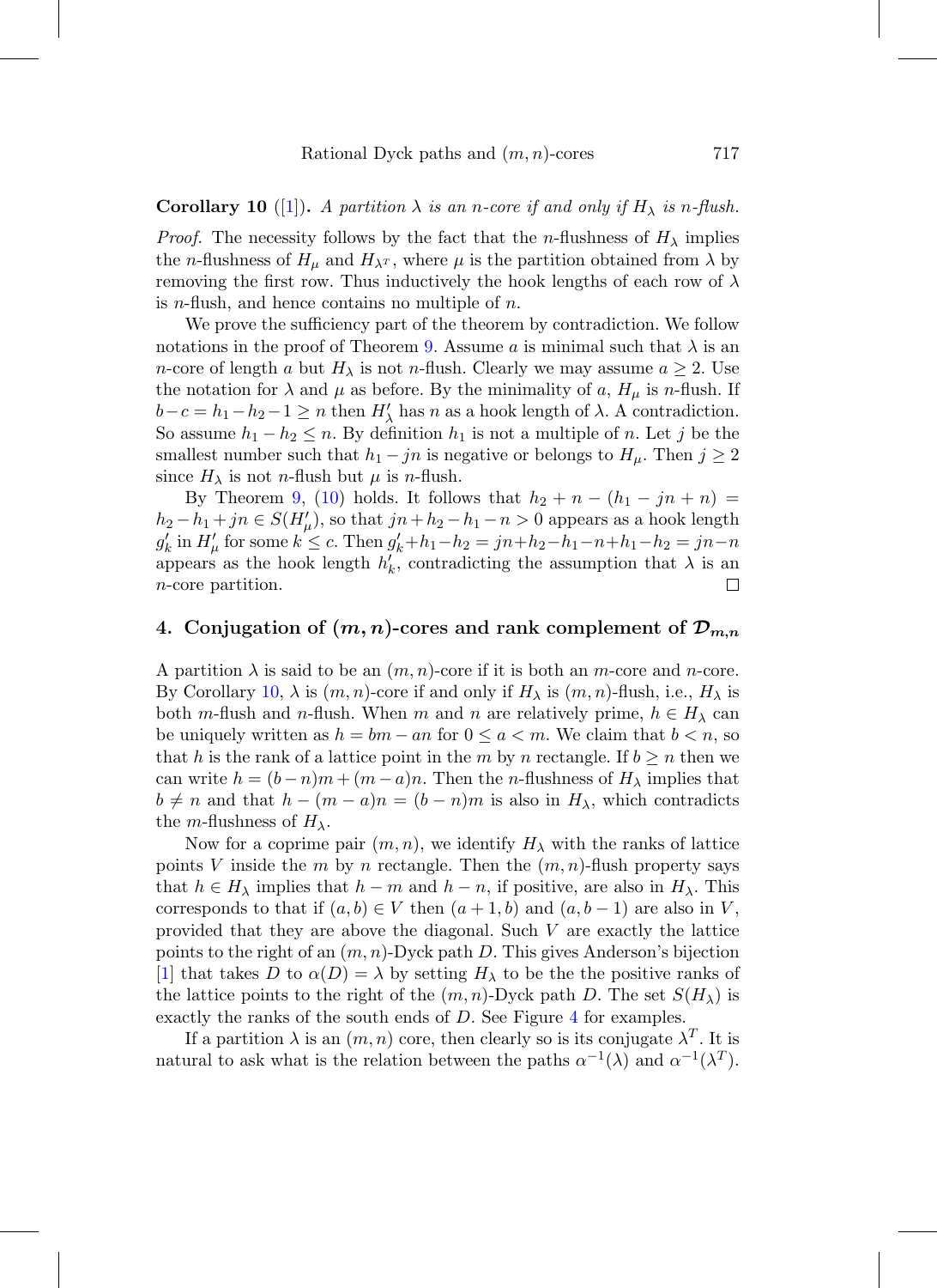**Corollary 10** ([1]). *A partition $\lambda$ is an $n$-core if and only if $H_\lambda$ is $n$-flush.*

*Proof.* The necessity follows by the fact that the $n$-flushness of $H_\lambda$ implies the $n$-flushness of $H_\mu$ and $H_{\lambda^T}$, where $\mu$ is the partition obtained from $\lambda$ by removing the first row. Thus inductively the hook lengths of each row of $\lambda$ is $n$-flush, and hence contains no multiple of $n$.

We prove the sufficiency part of the theorem by contradiction. We follow notations in the proof of Theorem 9. Assume $a$ is minimal such that $\lambda$ is an $n$-core of length $a$ but $H_\lambda$ is not $n$-flush. Clearly we may assume $a \geq 2$. Use the notation for $\lambda$ and $\mu$ as before. By the minimality of $a$, $H_\mu$ is $n$-flush. If $b - c = h_1 - h_2 - 1 \geq n$ then $H'_\lambda$ has $n$ as a hook length of $\lambda$. A contradiction. So assume $h_1 - h_2 \leq n$. By definition $h_1$ is not a multiple of $n$. Let $j$ be the smallest number such that $h_1 - jn$ is negative or belongs to $H_\mu$. Then $j \geq 2$ since $H_\lambda$ is not $n$-flush but $\mu$ is $n$-flush.

By Theorem 9, (10) holds. It follows that $h_2 + n - (h_1 - jn + n) = h_2 - h_1 + jn \in S(H'_\mu)$, so that $jn + h_2 - h_1 - n > 0$ appears as a hook length $g'_k$ in $H'_\mu$ for some $k \leq c$. Then $g'_k + h_1 - h_2 = jn + h_2 - h_1 - n + h_1 - h_2 = jn - n$ appears as the hook length $h'_k$, contradicting the assumption that $\lambda$ is an $n$-core partition. □

## 4. Conjugation of $(m, n)$-cores and rank complement of $\mathcal{D}_{m,n}$

A partition $\lambda$ is said to be an $(m, n)$-core if it is both an $m$-core and $n$-core. By Corollary 10, $\lambda$ is $(m, n)$-core if and only if $H_\lambda$ is $(m, n)$-flush, i.e., $H_\lambda$ is both $m$-flush and $n$-flush. When $m$ and $n$ are relatively prime, $h \in H_\lambda$ can be uniquely written as $h = bm - an$ for $0 \leq a < m$. We claim that $b < n$, so that $h$ is the rank of a lattice point in the $m$ by $n$ rectangle. If $b \geq n$ then we can write $h = (b - n)m + (m - a)n$. Then the $n$-flushness of $H_\lambda$ implies that $b \neq n$ and that $h - (m - a)n = (b - n)m$ is also in $H_\lambda$, which contradicts the $m$-flushness of $H_\lambda$.

Now for a coprime pair $(m, n)$, we identify $H_\lambda$ with the ranks of lattice points $V$ inside the $m$ by $n$ rectangle. Then the $(m, n)$-flush property says that $h \in H_\lambda$ implies that $h - m$ and $h - n$, if positive, are also in $H_\lambda$. This corresponds to that if $(a, b) \in V$ then $(a + 1, b)$ and $(a, b - 1)$ are also in $V$, provided that they are above the diagonal. Such $V$ are exactly the lattice points to the right of an $(m, n)$-Dyck path $D$. This gives Anderson's bijection [1] that takes $D$ to $\alpha(D) = \lambda$ by setting $H_\lambda$ to be the the positive ranks of the lattice points to the right of the $(m, n)$-Dyck path $D$. The set $S(H_\lambda)$ is exactly the ranks of the south ends of $D$. See Figure 4 for examples.

If a partition $\lambda$ is an $(m, n)$ core, then clearly so is its conjugate $\lambda^T$. It is natural to ask what is the relation between the paths $\alpha^{-1}(\lambda)$ and $\alpha^{-1}(\lambda^T)$.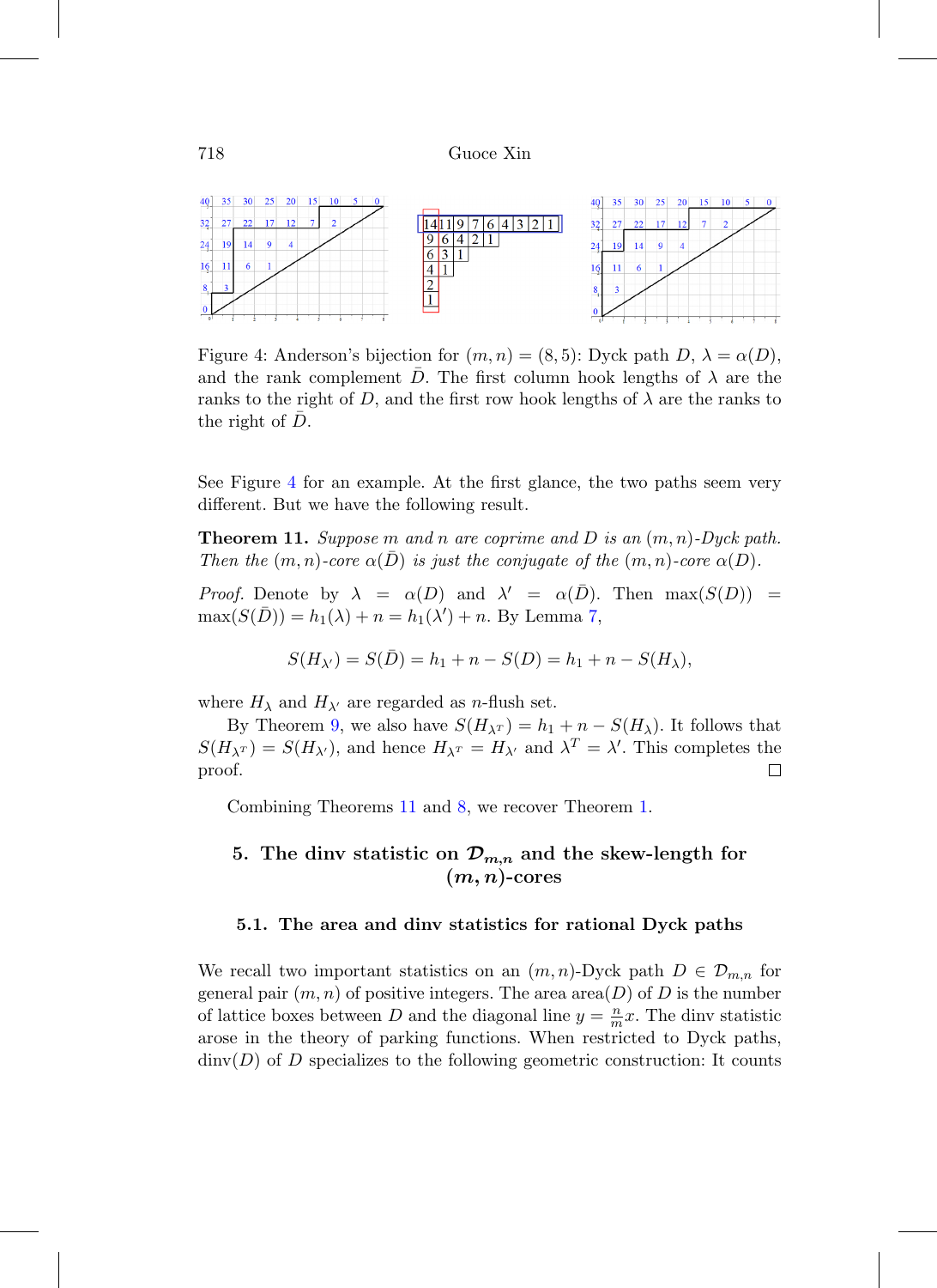Figure 4: Anderson's bijection for $(m,n) = (8,5)$: Dyck path $D$, $\lambda = \alpha(D)$, and the rank complement $\bar{D}$. The first column hook lengths of $\lambda$ are the ranks to the right of $D$, and the first row hook lengths of $\lambda$ are the ranks to the right of $\bar{D}$.

See Figure 4 for an example. At the first glance, the two paths seem very different. But we have the following result.

**Theorem 11.** *Suppose $m$ and $n$ are coprime and $D$ is an $(m,n)$-Dyck path. Then the $(m,n)$-core $\alpha(\bar{D})$ is just the conjugate of the $(m,n)$-core $\alpha(D)$.*

*Proof.* Denote by $\lambda = \alpha(D)$ and $\lambda' = \alpha(\bar{D})$. Then $\max(S(D)) = \max(S(\bar{D})) = h_1(\lambda) + n = h_1(\lambda') + n$. By Lemma 7,

$$S(H_{\lambda'}) = S(\bar{D}) = h_1 + n - S(D) = h_1 + n - S(H_\lambda),$$

where $H_\lambda$ and $H_{\lambda'}$ are regarded as $n$-flush set.

By Theorem 9, we also have $S(H_{\lambda^T}) = h_1 + n - S(H_\lambda)$. It follows that $S(H_{\lambda^T}) = S(H_{\lambda'})$, and hence $H_{\lambda^T} = H_{\lambda'}$ and $\lambda^T = \lambda'$. This completes the proof. □

Combining Theorems 11 and 8, we recover Theorem 1.

## 5. The dinv statistic on $\mathcal{D}_{m,n}$ and the skew-length for $(m,n)$-cores

### 5.1. The area and dinv statistics for rational Dyck paths

We recall two important statistics on an $(m,n)$-Dyck path $D \in \mathcal{D}_{m,n}$ for general pair $(m,n)$ of positive integers. The area area$(D)$ of $D$ is the number of lattice boxes between $D$ and the diagonal line $y = \frac{n}{m}x$. The dinv statistic arose in the theory of parking functions. When restricted to Dyck paths, dinv$(D)$ of $D$ specializes to the following geometric construction: It counts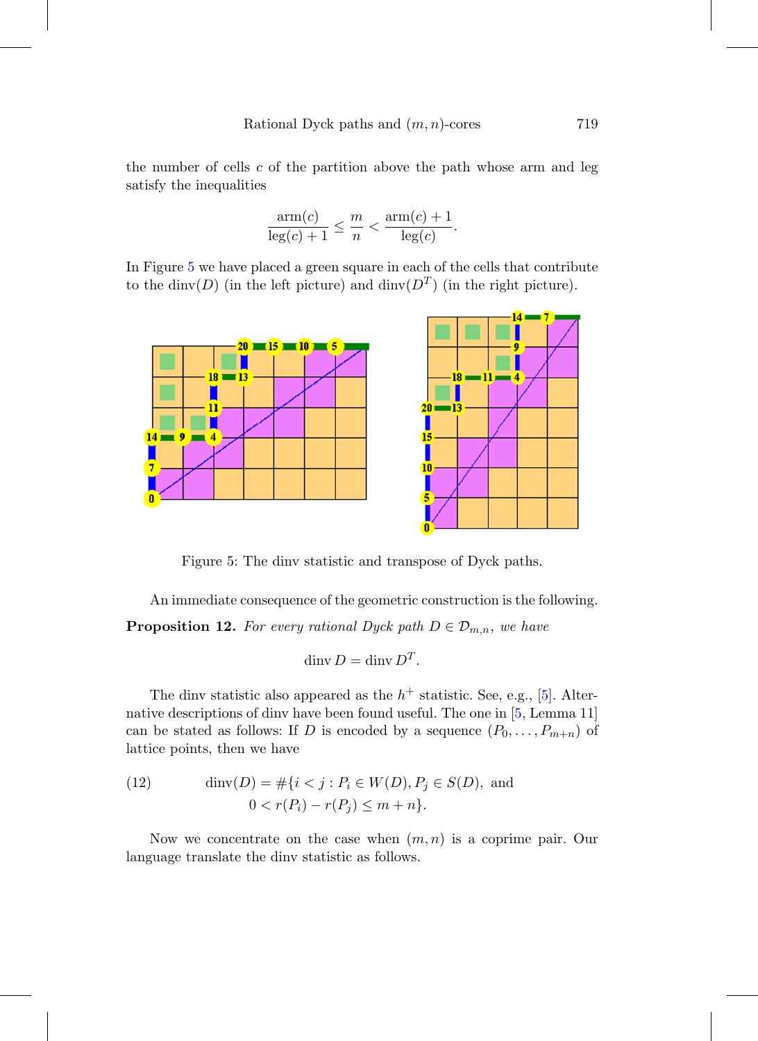the number of cells $c$ of the partition above the path whose arm and leg satisfy the inequalities

$$\frac{\operatorname{arm}(c)}{\operatorname{leg}(c)+1} \leq \frac{m}{n} < \frac{\operatorname{arm}(c)+1}{\operatorname{leg}(c)}.$$

In Figure 5 we have placed a green square in each of the cells that contribute to the $\operatorname{dinv}(D)$ (in the left picture) and $\operatorname{dinv}(D^T)$ (in the right picture).

Figure 5: The dinv statistic and transpose of Dyck paths.

An immediate consequence of the geometric construction is the following.

**Proposition 12.** *For every rational Dyck path $D \in \mathcal{D}_{m,n}$, we have*

$$\operatorname{dinv} D = \operatorname{dinv} D^T.$$

The dinv statistic also appeared as the $h^+$ statistic. See, e.g., [5]. Alternative descriptions of dinv have been found useful. The one in [5, Lemma 11] can be stated as follows: If $D$ is encoded by a sequence $(P_0, \ldots, P_{m+n})$ of lattice points, then we have

$$\begin{aligned} \operatorname{dinv}(D) = \#\{i < j : P_i \in W(D), P_j \in S(D), \text{ and} \\ 0 < r(P_i) - r(P_j) \leq m+n\}. \end{aligned} \tag{12}$$

Now we concentrate on the case when $(m, n)$ is a coprime pair. Our language translate the dinv statistic as follows.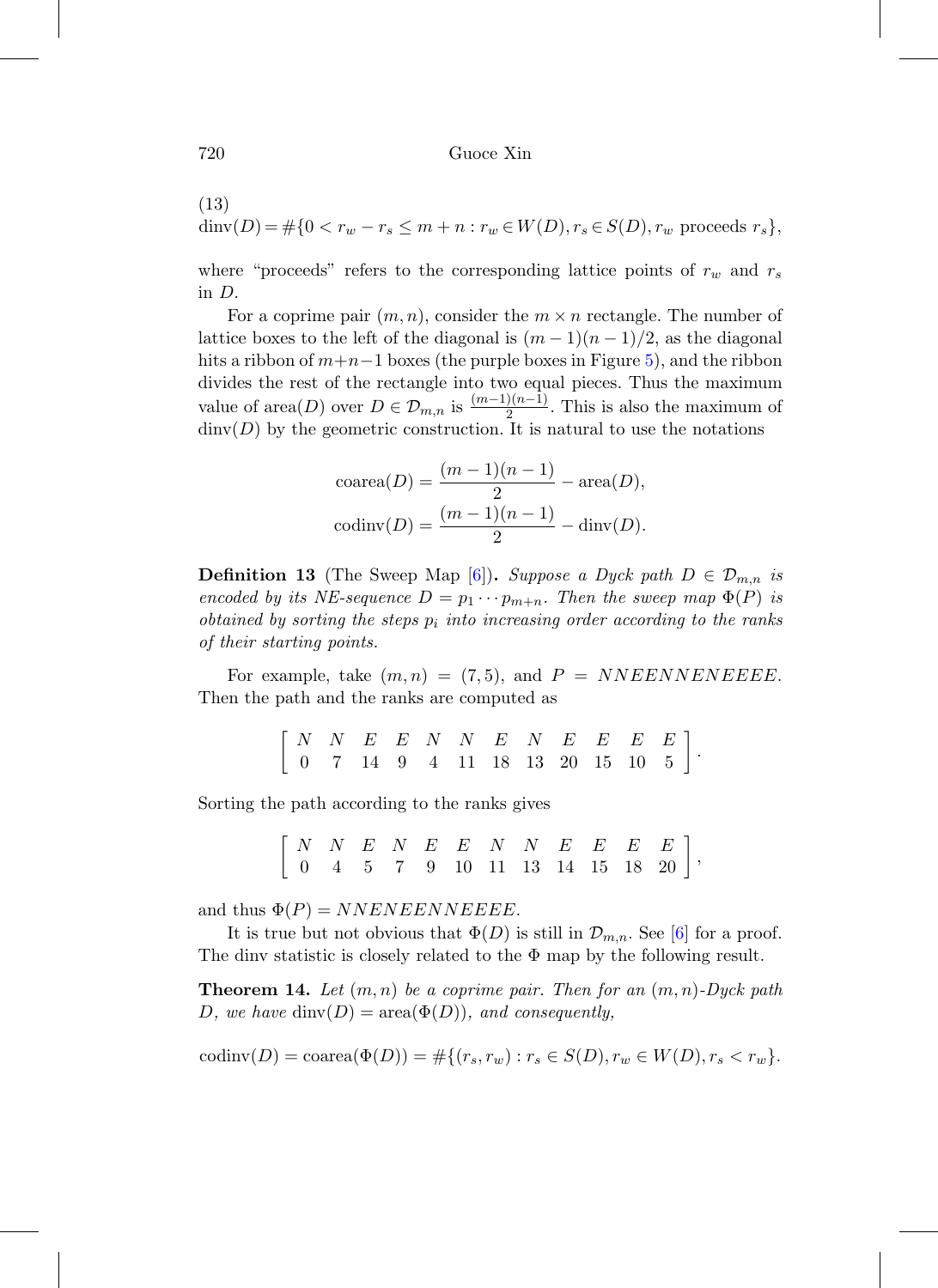(13)

$$\text{dinv}(D) = \#\{0 < r_w - r_s \leq m+n : r_w \in W(D), r_s \in S(D), r_w \text{ proceeds } r_s\},$$

where "proceeds" refers to the corresponding lattice points of $r_w$ and $r_s$ in $D$.

For a coprime pair $(m, n)$, consider the $m \times n$ rectangle. The number of lattice boxes to the left of the diagonal is $(m-1)(n-1)/2$, as the diagonal hits a ribbon of $m+n-1$ boxes (the purple boxes in Figure 5), and the ribbon divides the rest of the rectangle into two equal pieces. Thus the maximum value of $\text{area}(D)$ over $D \in \mathcal{D}_{m,n}$ is $\frac{(m-1)(n-1)}{2}$. This is also the maximum of $\text{dinv}(D)$ by the geometric construction. It is natural to use the notations

$$\text{coarea}(D) = \frac{(m-1)(n-1)}{2} - \text{area}(D),$$
$$\text{codinv}(D) = \frac{(m-1)(n-1)}{2} - \text{dinv}(D).$$

**Definition 13** (The Sweep Map [6]). *Suppose a Dyck path $D \in \mathcal{D}_{m,n}$ is encoded by its NE-sequence $D = p_1 \cdots p_{m+n}$. Then the sweep map $\Phi(P)$ is obtained by sorting the steps $p_i$ into increasing order according to the ranks of their starting points.*

For example, take $(m, n) = (7, 5)$, and $P = NNEENNENEEEE$. Then the path and the ranks are computed as

$$\begin{bmatrix} N & N & E & E & N & N & E & N & E & E & E & E \\ 0 & 7 & 14 & 9 & 4 & 11 & 18 & 13 & 20 & 15 & 10 & 5 \end{bmatrix}.$$

Sorting the path according to the ranks gives

$$\begin{bmatrix} N & N & E & N & E & E & N & N & E & E & E & E \\ 0 & 4 & 5 & 7 & 9 & 10 & 11 & 13 & 14 & 15 & 18 & 20 \end{bmatrix},$$

and thus $\Phi(P) = NNENEENNEEEE$.

It is true but not obvious that $\Phi(D)$ is still in $\mathcal{D}_{m,n}$. See [6] for a proof. The dinv statistic is closely related to the $\Phi$ map by the following result.

**Theorem 14.** *Let $(m, n)$ be a coprime pair. Then for an $(m, n)$-Dyck path $D$, we have $\text{dinv}(D) = \text{area}(\Phi(D))$, and consequently,*

$$\text{codinv}(D) = \text{coarea}(\Phi(D)) = \#\{(r_s, r_w) : r_s \in S(D), r_w \in W(D), r_s < r_w\}.$$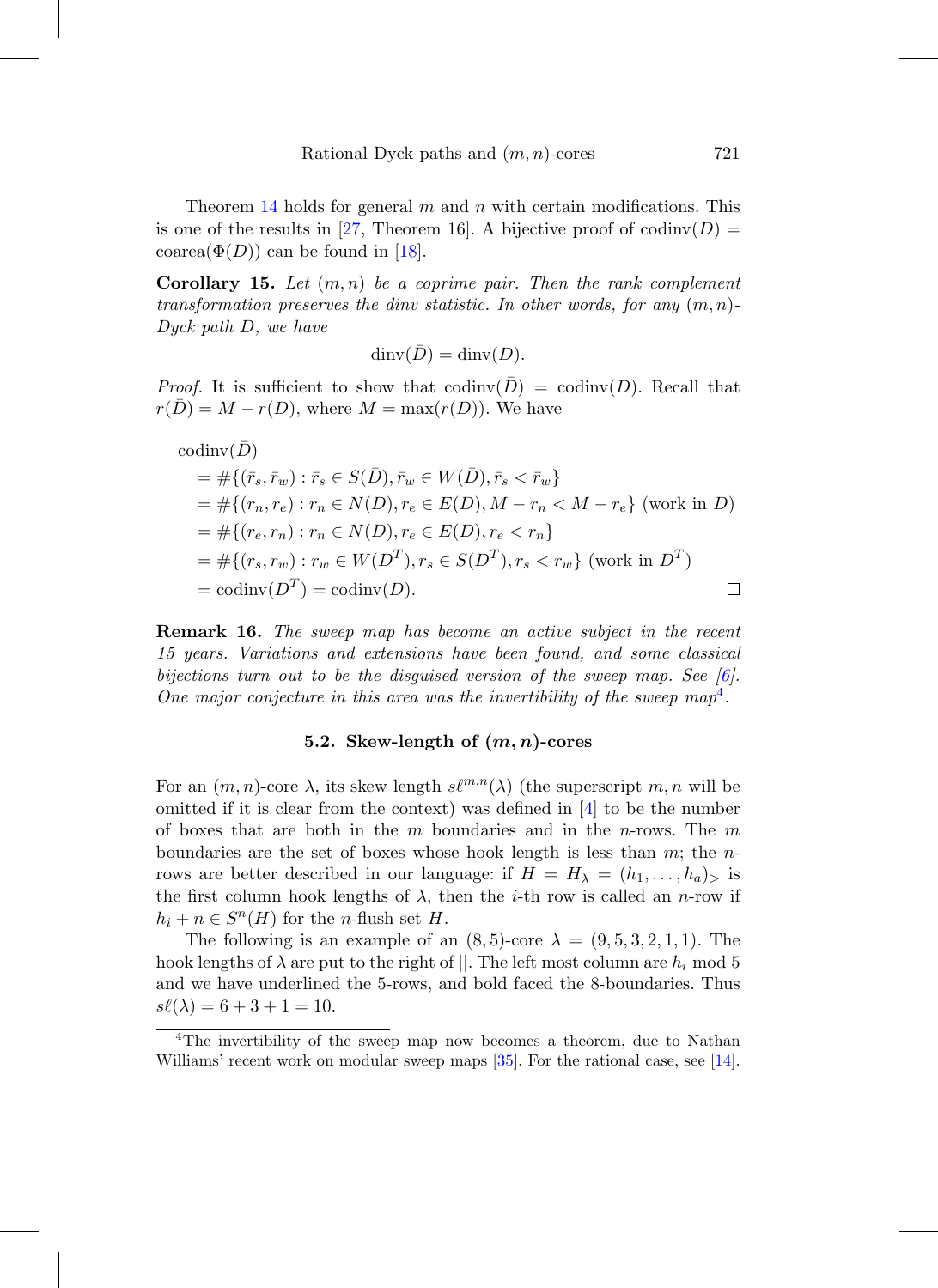Theorem 14 holds for general $m$ and $n$ with certain modifications. This is one of the results in [27, Theorem 16]. A bijective proof of $\operatorname{codinv}(D) = \operatorname{coarea}(\Phi(D))$ can be found in [18].

**Corollary 15.** *Let $(m,n)$ be a coprime pair. Then the rank complement transformation preserves the dinv statistic. In other words, for any $(m,n)$-Dyck path $D$, we have*

$$\operatorname{dinv}(\bar{D}) = \operatorname{dinv}(D).$$

*Proof.* It is sufficient to show that $\operatorname{codinv}(\bar{D}) = \operatorname{codinv}(D)$. Recall that $r(\bar{D}) = M - r(D)$, where $M = \max(r(D))$. We have

$$\begin{aligned}
&\operatorname{codinv}(\bar{D})\\
&\quad = \#\{(\bar{r}_s, \bar{r}_w) : \bar{r}_s \in S(\bar{D}), \bar{r}_w \in W(\bar{D}), \bar{r}_s < \bar{r}_w\}\\
&\quad = \#\{(r_n, r_e) : r_n \in N(D), r_e \in E(D), M - r_n < M - r_e\} \text{ (work in } D)\\
&\quad = \#\{(r_e, r_n) : r_n \in N(D), r_e \in E(D), r_e < r_n\}\\
&\quad = \#\{(r_s, r_w) : r_w \in W(D^T), r_s \in S(D^T), r_s < r_w\} \text{ (work in } D^T)\\
&\quad = \operatorname{codinv}(D^T) = \operatorname{codinv}(D).
\end{aligned}$$

□

**Remark 16.** *The sweep map has become an active subject in the recent 15 years. Variations and extensions have been found, and some classical bijections turn out to be the disguised version of the sweep map. See [6]. One major conjecture in this area was the invertibility of the sweep map*[4].

### 5.2. Skew-length of $(m,n)$-cores

For an $(m,n)$-core $\lambda$, its skew length $s\ell^{m,n}(\lambda)$ (the superscript $m,n$ will be omitted if it is clear from the context) was defined in [4] to be the number of boxes that are both in the $m$ boundaries and in the $n$-rows. The $m$ boundaries are the set of boxes whose hook length is less than $m$; the $n$-rows are better described in our language: if $H = H_\lambda = (h_1, \dots, h_a)_>$ is the first column hook lengths of $\lambda$, then the $i$-th row is called an $n$-row if $h_i + n \in S^n(H)$ for the $n$-flush set $H$.

The following is an example of an $(8,5)$-core $\lambda = (9,5,3,2,1,1)$. The hook lengths of $\lambda$ are put to the right of $||$. The left most column are $h_i \bmod 5$ and we have underlined the 5-rows, and bold faced the 8-boundaries. Thus $s\ell(\lambda) = 6 + 3 + 1 = 10$.

[4] The invertibility of the sweep map now becomes a theorem, due to Nathan Williams' recent work on modular sweep maps [35]. For the rational case, see [14].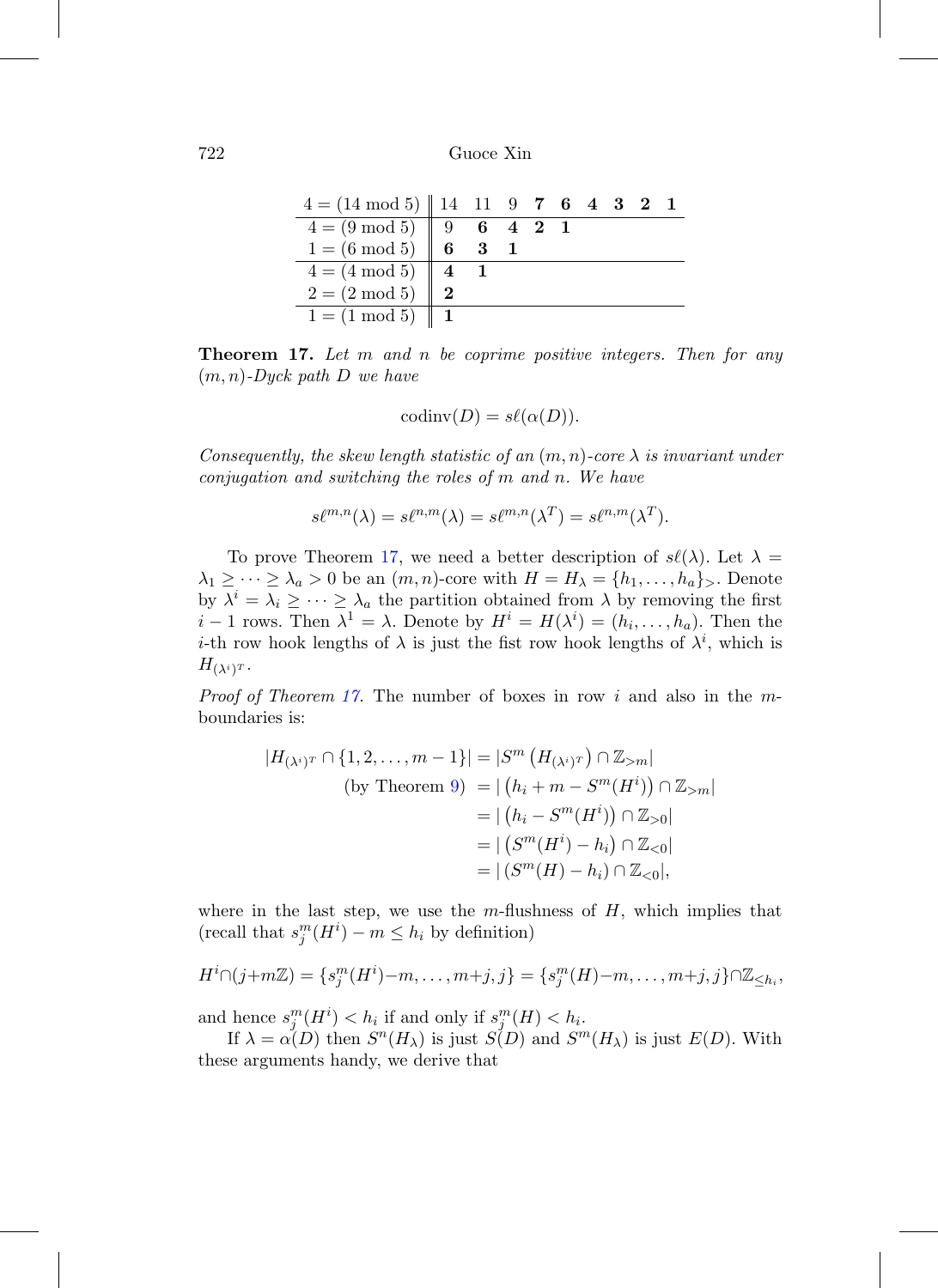| $4 = (14 \bmod 5)$ | 14 | 11 | 9 | **7** | **6** | **4** | **3** | **2** | **1** |
|---|---|---|---|---|---|---|---|---|---|
| $4 = (9 \bmod 5)$ | 9 | **6** | **4** | **2** | **1** | | | | |
| $1 = (6 \bmod 5)$ | **6** | **3** | **1** | | | | | | |
| $4 = (4 \bmod 5)$ | **4** | **1** | | | | | | | |
| $2 = (2 \bmod 5)$ | **2** | | | | | | | | |
| $1 = (1 \bmod 5)$ | **1** | | | | | | | | |

**Theorem 17.** *Let $m$ and $n$ be coprime positive integers. Then for any $(m, n)$-Dyck path $D$ we have*

$$\operatorname{codinv}(D) = s\ell(\alpha(D)).$$

*Consequently, the skew length statistic of an $(m, n)$-core $\lambda$ is invariant under conjugation and switching the roles of $m$ and $n$. We have*

$$s\ell^{m,n}(\lambda) = s\ell^{n,m}(\lambda) = s\ell^{m,n}(\lambda^T) = s\ell^{n,m}(\lambda^T).$$

To prove Theorem 17, we need a better description of $s\ell(\lambda)$. Let $\lambda = \lambda_1 \geq \cdots \geq \lambda_a > 0$ be an $(m, n)$-core with $H = H_\lambda = \{h_1, \ldots, h_a\}_>$. Denote by $\lambda^i = \lambda_i \geq \cdots \geq \lambda_a$ the partition obtained from $\lambda$ by removing the first $i-1$ rows. Then $\lambda^1 = \lambda$. Denote by $H^i = H(\lambda^i) = (h_i, \ldots, h_a)$. Then the $i$-th row hook lengths of $\lambda$ is just the fist row hook lengths of $\lambda^i$, which is $H_{(\lambda^i)^T}$.

*Proof of Theorem 17.* The number of boxes in row $i$ and also in the $m$-boundaries is:

$$\begin{aligned}
|H_{(\lambda^i)^T} \cap \{1, 2, \ldots, m-1\}| &= |S^m\left(H_{(\lambda^i)^T}\right) \cap \mathbb{Z}_{>m}| \\
\text{(by Theorem 9)} \quad &= |\left(h_i + m - S^m(H^i)\right) \cap \mathbb{Z}_{>m}| \\
&= |\left(h_i - S^m(H^i)\right) \cap \mathbb{Z}_{>0}| \\
&= |\left(S^m(H^i) - h_i\right) \cap \mathbb{Z}_{<0}| \\
&= |\left(S^m(H) - h_i\right) \cap \mathbb{Z}_{<0}|,
\end{aligned}$$

where in the last step, we use the $m$-flushness of $H$, which implies that (recall that $s_j^m(H^i) - m \leq h_i$ by definition)

$$H^i \cap (j + m\mathbb{Z}) = \{s_j^m(H^i) - m, \ldots, m+j, j\} = \{s_j^m(H) - m, \ldots, m+j, j\} \cap \mathbb{Z}_{\leq h_i},$$

and hence $s_j^m(H^i) < h_i$ if and only if $s_j^m(H) < h_i$.

If $\lambda = \alpha(D)$ then $S^n(H_\lambda)$ is just $S(D)$ and $S^m(H_\lambda)$ is just $E(D)$. With these arguments handy, we derive that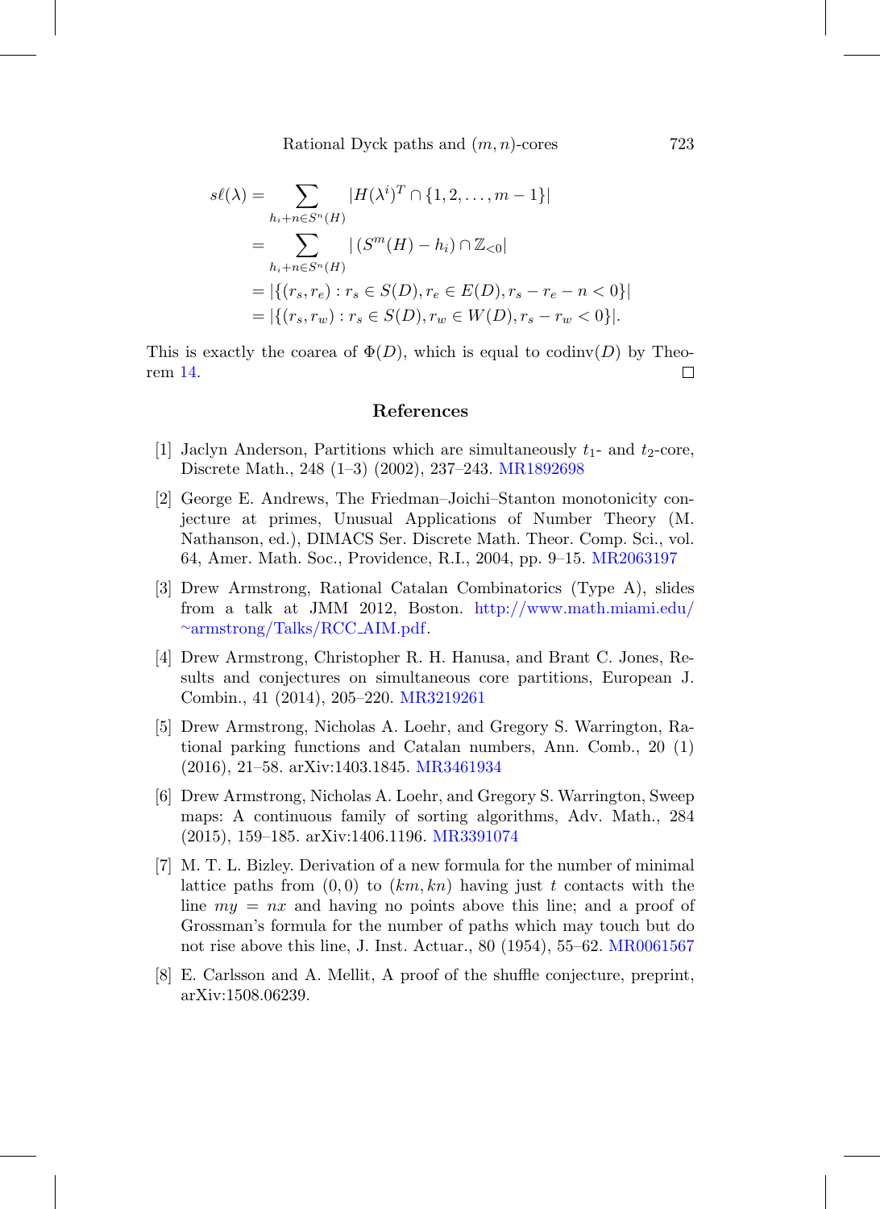$$
\begin{aligned}
s\ell(\lambda) &= \sum_{h_i+n\in S^n(H)} |H(\lambda^i)^T \cap \{1,2,\ldots,m-1\}| \\
&= \sum_{h_i+n\in S^n(H)} |\left(S^m(H)-h_i\right)\cap \mathbb{Z}_{<0}| \\
&= |\{(r_s,r_e) : r_s\in S(D), r_e\in E(D), r_s-r_e-n<0\}| \\
&= |\{(r_s,r_w) : r_s\in S(D), r_w\in W(D), r_s-r_w<0\}|.
\end{aligned}
$$

This is exactly the coarea of $\Phi(D)$, which is equal to $\operatorname{codinv}(D)$ by Theorem 14. ☐

## References

[1] Jaclyn Anderson, Partitions which are simultaneously $t_1$- and $t_2$-core, Discrete Math., 248 (1–3) (2002), 237–243. MR1892698

[2] George E. Andrews, The Friedman–Joichi–Stanton monotonicity conjecture at primes, Unusual Applications of Number Theory (M. Nathanson, ed.), DIMACS Ser. Discrete Math. Theor. Comp. Sci., vol. 64, Amer. Math. Soc., Providence, R.I., 2004, pp. 9–15. MR2063197

[3] Drew Armstrong, Rational Catalan Combinatorics (Type A), slides from a talk at JMM 2012, Boston. http://www.math.miami.edu/~armstrong/Talks/RCC_AIM.pdf.

[4] Drew Armstrong, Christopher R. H. Hanusa, and Brant C. Jones, Results and conjectures on simultaneous core partitions, European J. Combin., 41 (2014), 205–220. MR3219261

[5] Drew Armstrong, Nicholas A. Loehr, and Gregory S. Warrington, Rational parking functions and Catalan numbers, Ann. Comb., 20 (1) (2016), 21–58. arXiv:1403.1845. MR3461934

[6] Drew Armstrong, Nicholas A. Loehr, and Gregory S. Warrington, Sweep maps: A continuous family of sorting algorithms, Adv. Math., 284 (2015), 159–185. arXiv:1406.1196. MR3391074

[7] M. T. L. Bizley. Derivation of a new formula for the number of minimal lattice paths from $(0,0)$ to $(km,kn)$ having just $t$ contacts with the line $my = nx$ and having no points above this line; and a proof of Grossman's formula for the number of paths which may touch but do not rise above this line, J. Inst. Actuar., 80 (1954), 55–62. MR0061567

[8] E. Carlsson and A. Mellit, A proof of the shuffle conjecture, preprint, arXiv:1508.06239.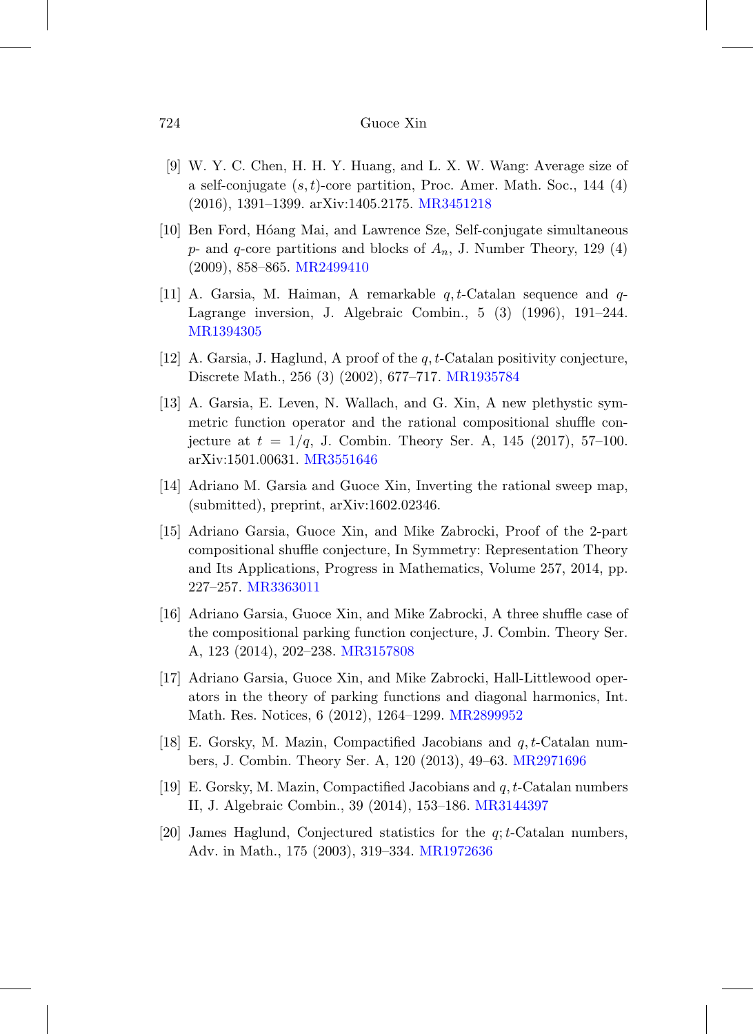[9] W. Y. C. Chen, H. H. Y. Huang, and L. X. W. Wang: Average size of a self-conjugate $(s, t)$-core partition, Proc. Amer. Math. Soc., 144 (4) (2016), 1391–1399. arXiv:1405.2175. MR3451218

[10] Ben Ford, Hóang Mai, and Lawrence Sze, Self-conjugate simultaneous $p$- and $q$-core partitions and blocks of $A_n$, J. Number Theory, 129 (4) (2009), 858–865. MR2499410

[11] A. Garsia, M. Haiman, A remarkable $q, t$-Catalan sequence and $q$-Lagrange inversion, J. Algebraic Combin., 5 (3) (1996), 191–244. MR1394305

[12] A. Garsia, J. Haglund, A proof of the $q, t$-Catalan positivity conjecture, Discrete Math., 256 (3) (2002), 677–717. MR1935784

[13] A. Garsia, E. Leven, N. Wallach, and G. Xin, A new plethystic symmetric function operator and the rational compositional shuffle conjecture at $t = 1/q$, J. Combin. Theory Ser. A, 145 (2017), 57–100. arXiv:1501.00631. MR3551646

[14] Adriano M. Garsia and Guoce Xin, Inverting the rational sweep map, (submitted), preprint, arXiv:1602.02346.

[15] Adriano Garsia, Guoce Xin, and Mike Zabrocki, Proof of the 2-part compositional shuffle conjecture, In Symmetry: Representation Theory and Its Applications, Progress in Mathematics, Volume 257, 2014, pp. 227–257. MR3363011

[16] Adriano Garsia, Guoce Xin, and Mike Zabrocki, A three shuffle case of the compositional parking function conjecture, J. Combin. Theory Ser. A, 123 (2014), 202–238. MR3157808

[17] Adriano Garsia, Guoce Xin, and Mike Zabrocki, Hall-Littlewood operators in the theory of parking functions and diagonal harmonics, Int. Math. Res. Notices, 6 (2012), 1264–1299. MR2899952

[18] E. Gorsky, M. Mazin, Compactified Jacobians and $q, t$-Catalan numbers, J. Combin. Theory Ser. A, 120 (2013), 49–63. MR2971696

[19] E. Gorsky, M. Mazin, Compactified Jacobians and $q, t$-Catalan numbers II, J. Algebraic Combin., 39 (2014), 153–186. MR3144397

[20] James Haglund, Conjectured statistics for the $q; t$-Catalan numbers, Adv. in Math., 175 (2003), 319–334. MR1972636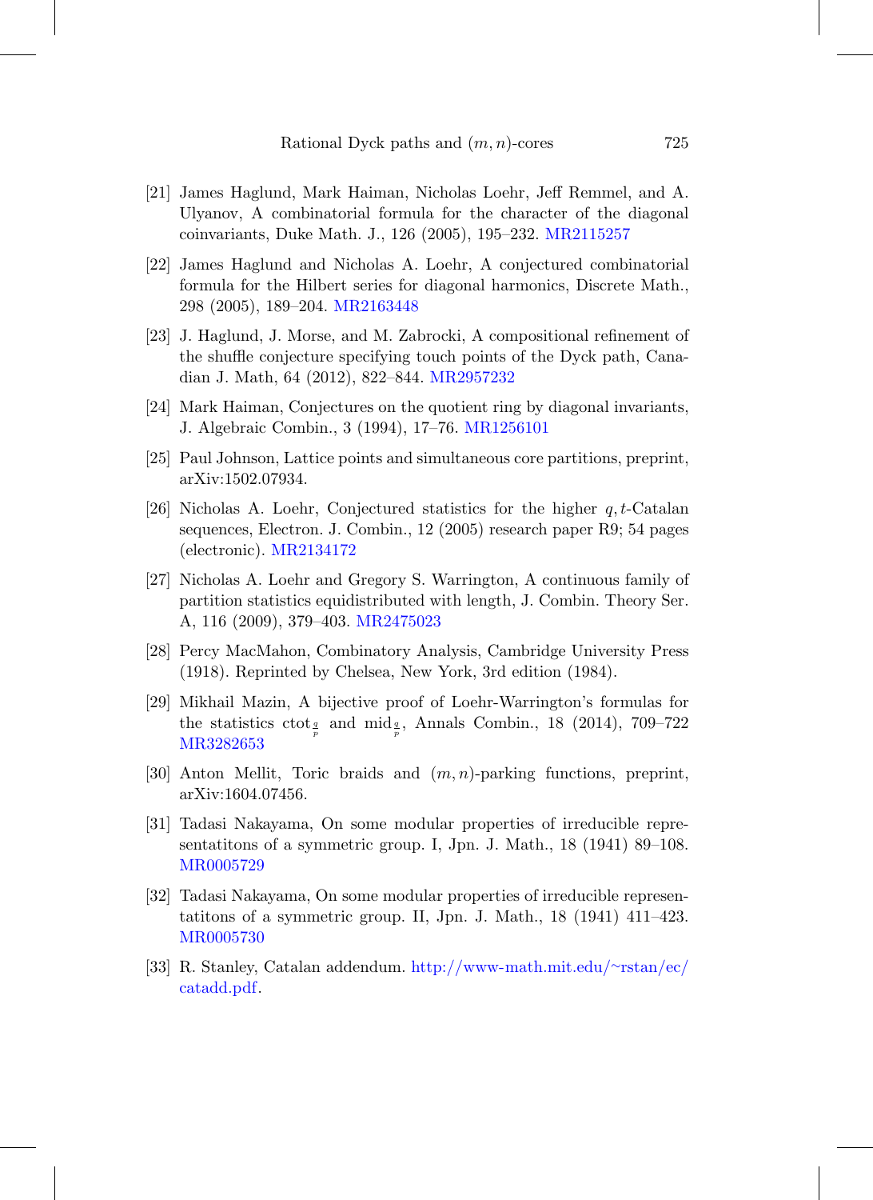[21] James Haglund, Mark Haiman, Nicholas Loehr, Jeff Remmel, and A. Ulyanov, A combinatorial formula for the character of the diagonal coinvariants, Duke Math. J., 126 (2005), 195–232. MR2115257

[22] James Haglund and Nicholas A. Loehr, A conjectured combinatorial formula for the Hilbert series for diagonal harmonics, Discrete Math., 298 (2005), 189–204. MR2163448

[23] J. Haglund, J. Morse, and M. Zabrocki, A compositional refinement of the shuffle conjecture specifying touch points of the Dyck path, Canadian J. Math, 64 (2012), 822–844. MR2957232

[24] Mark Haiman, Conjectures on the quotient ring by diagonal invariants, J. Algebraic Combin., 3 (1994), 17–76. MR1256101

[25] Paul Johnson, Lattice points and simultaneous core partitions, preprint, arXiv:1502.07934.

[26] Nicholas A. Loehr, Conjectured statistics for the higher $q,t$-Catalan sequences, Electron. J. Combin., 12 (2005) research paper R9; 54 pages (electronic). MR2134172

[27] Nicholas A. Loehr and Gregory S. Warrington, A continuous family of partition statistics equidistributed with length, J. Combin. Theory Ser. A, 116 (2009), 379–403. MR2475023

[28] Percy MacMahon, Combinatory Analysis, Cambridge University Press (1918). Reprinted by Chelsea, New York, 3rd edition (1984).

[29] Mikhail Mazin, A bijective proof of Loehr-Warrington's formulas for the statistics $\mathrm{ctot}_{\frac{q}{p}}$ and $\mathrm{mid}_{\frac{q}{p}}$, Annals Combin., 18 (2014), 709–722 MR3282653

[30] Anton Mellit, Toric braids and $(m,n)$-parking functions, preprint, arXiv:1604.07456.

[31] Tadasi Nakayama, On some modular properties of irreducible representatitons of a symmetric group. I, Jpn. J. Math., 18 (1941) 89–108. MR0005729

[32] Tadasi Nakayama, On some modular properties of irreducible representatitons of a symmetric group. II, Jpn. J. Math., 18 (1941) 411–423. MR0005730

[33] R. Stanley, Catalan addendum. http://www-math.mit.edu/~rstan/ec/catadd.pdf.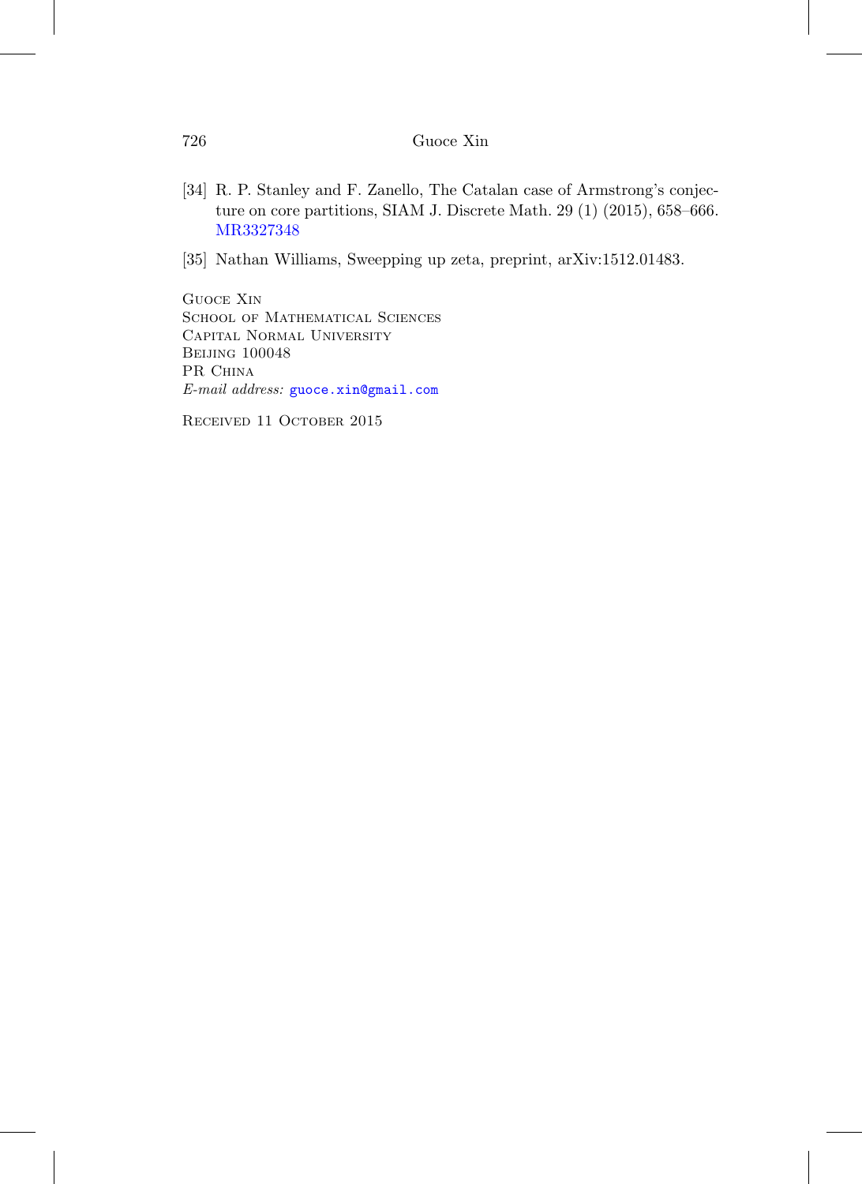[34] R. P. Stanley and F. Zanello, The Catalan case of Armstrong's conjecture on core partitions, SIAM J. Discrete Math. 29 (1) (2015), 658–666. MR3327348

[35] Nathan Williams, Sweepping up zeta, preprint, arXiv:1512.01483.

Guoce Xin
School of Mathematical Sciences
Capital Normal University
Beijing 100048
PR China
*E-mail address:* guoce.xin@gmail.com

Received 11 October 2015